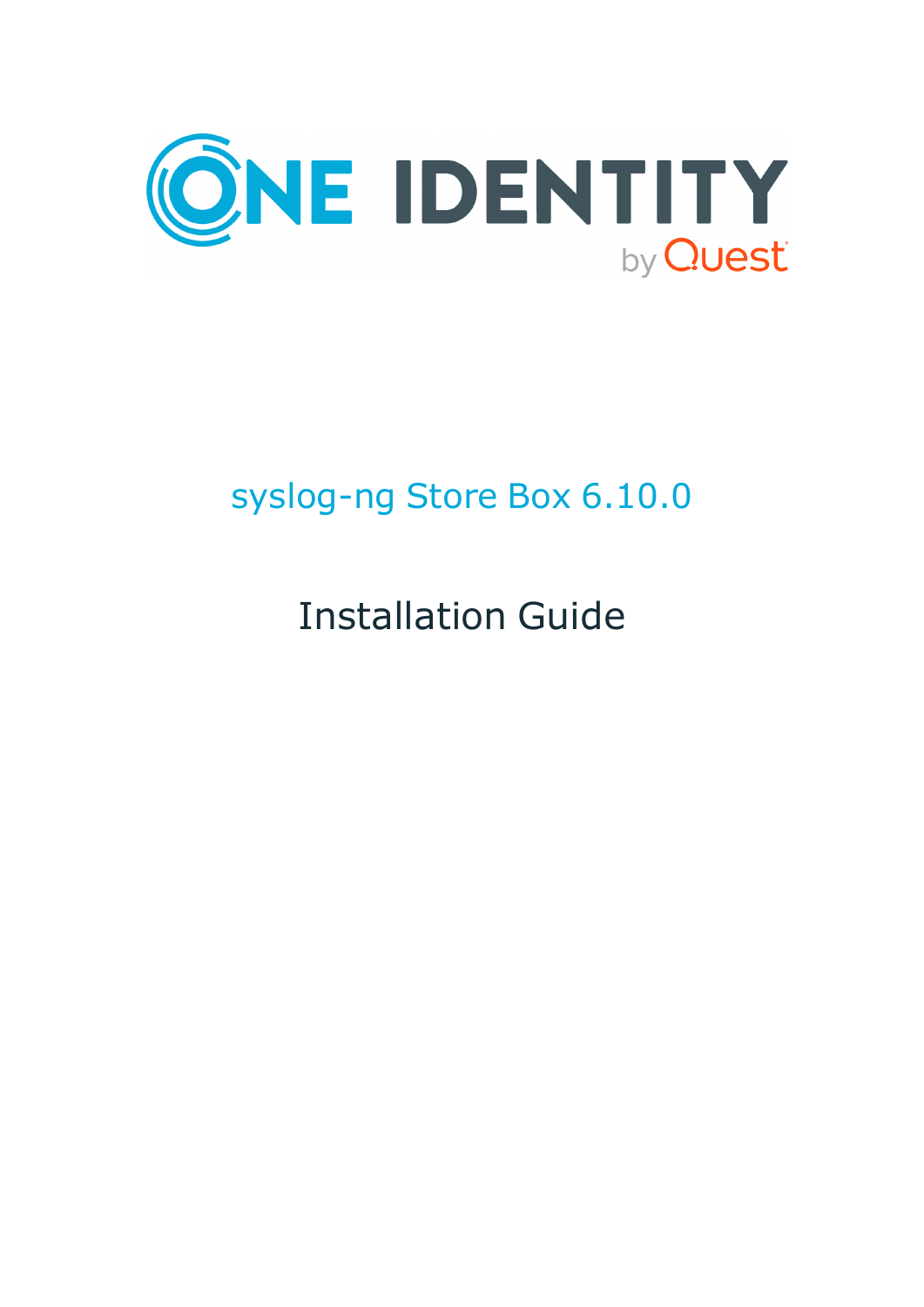ONE IDENTITY

by Quest

# syslog-ng Store Box 6.10.0

# Installation Guide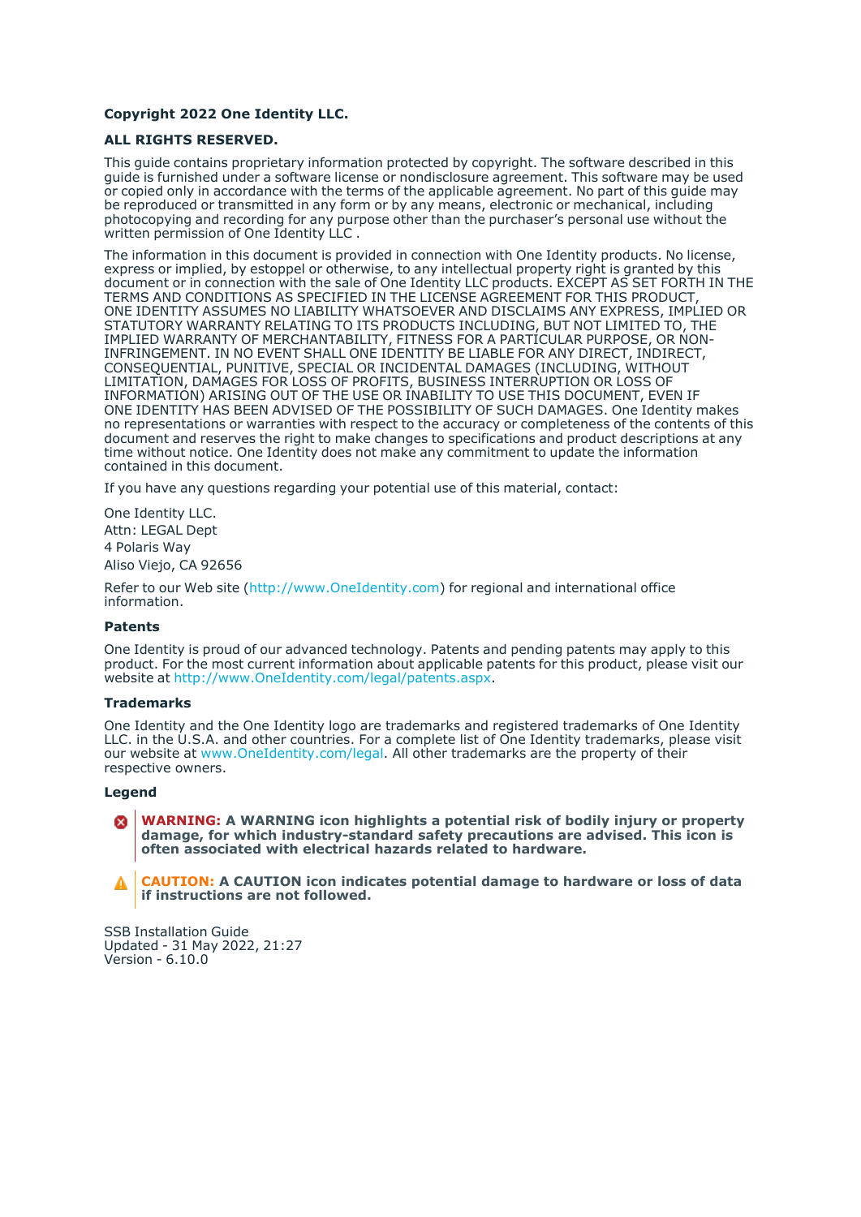**Copyright 2022 One Identity LLC.**

**ALL RIGHTS RESERVED.**

This guide contains proprietary information protected by copyright. The software described in this guide is furnished under a software license or nondisclosure agreement. This software may be used or copied only in accordance with the terms of the applicable agreement. No part of this guide may be reproduced or transmitted in any form or by any means, electronic or mechanical, including photocopying and recording for any purpose other than the purchaser's personal use without the written permission of One Identity LLC .

The information in this document is provided in connection with One Identity products. No license, express or implied, by estoppel or otherwise, to any intellectual property right is granted by this document or in connection with the sale of One Identity LLC products. EXCEPT AS SET FORTH IN THE TERMS AND CONDITIONS AS SPECIFIED IN THE LICENSE AGREEMENT FOR THIS PRODUCT, ONE IDENTITY ASSUMES NO LIABILITY WHATSOEVER AND DISCLAIMS ANY EXPRESS, IMPLIED OR STATUTORY WARRANTY RELATING TO ITS PRODUCTS INCLUDING, BUT NOT LIMITED TO, THE IMPLIED WARRANTY OF MERCHANTABILITY, FITNESS FOR A PARTICULAR PURPOSE, OR NON-INFRINGEMENT. IN NO EVENT SHALL ONE IDENTITY BE LIABLE FOR ANY DIRECT, INDIRECT, CONSEQUENTIAL, PUNITIVE, SPECIAL OR INCIDENTAL DAMAGES (INCLUDING, WITHOUT LIMITATION, DAMAGES FOR LOSS OF PROFITS, BUSINESS INTERRUPTION OR LOSS OF INFORMATION) ARISING OUT OF THE USE OR INABILITY TO USE THIS DOCUMENT, EVEN IF ONE IDENTITY HAS BEEN ADVISED OF THE POSSIBILITY OF SUCH DAMAGES. One Identity makes no representations or warranties with respect to the accuracy or completeness of the contents of this document and reserves the right to make changes to specifications and product descriptions at any time without notice. One Identity does not make any commitment to update the information contained in this document.

If you have any questions regarding your potential use of this material, contact:

One Identity LLC.
Attn: LEGAL Dept
4 Polaris Way
Aliso Viejo, CA 92656

Refer to our Web site (http://www.OneIdentity.com) for regional and international office information.

### Patents

One Identity is proud of our advanced technology. Patents and pending patents may apply to this product. For the most current information about applicable patents for this product, please visit our website at http://www.OneIdentity.com/legal/patents.aspx.

### Trademarks

One Identity and the One Identity logo are trademarks and registered trademarks of One Identity LLC. in the U.S.A. and other countries. For a complete list of One Identity trademarks, please visit our website at www.OneIdentity.com/legal. All other trademarks are the property of their respective owners.

### Legend

**WARNING: A WARNING icon highlights a potential risk of bodily injury or property damage, for which industry-standard safety precautions are advised. This icon is often associated with electrical hazards related to hardware.**

**CAUTION: A CAUTION icon indicates potential damage to hardware or loss of data if instructions are not followed.**

SSB Installation Guide
Updated - 31 May 2022, 21:27
Version - 6.10.0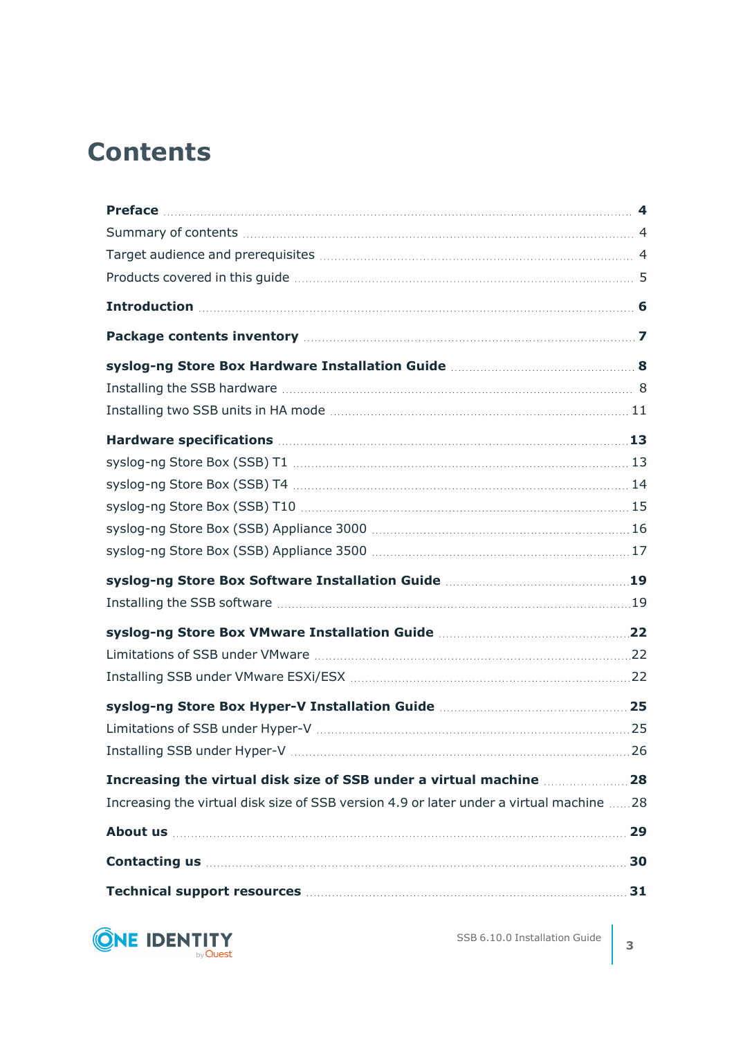# Contents

**Preface** 4

Summary of contents 4

Target audience and prerequisites 4

Products covered in this guide 5

**Introduction** 6

**Package contents inventory** 7

**syslog-ng Store Box Hardware Installation Guide** 8

Installing the SSB hardware 8

Installing two SSB units in HA mode 11

**Hardware specifications** 13

syslog-ng Store Box (SSB) T1 13

syslog-ng Store Box (SSB) T4 14

syslog-ng Store Box (SSB) T10 15

syslog-ng Store Box (SSB) Appliance 3000 16

syslog-ng Store Box (SSB) Appliance 3500 17

**syslog-ng Store Box Software Installation Guide** 19

Installing the SSB software 19

**syslog-ng Store Box VMware Installation Guide** 22

Limitations of SSB under VMware 22

Installing SSB under VMware ESXi/ESX 22

**syslog-ng Store Box Hyper-V Installation Guide** 25

Limitations of SSB under Hyper-V 25

Installing SSB under Hyper-V 26

**Increasing the virtual disk size of SSB under a virtual machine** 28

Increasing the virtual disk size of SSB version 4.9 or later under a virtual machine 28

**About us** 29

**Contacting us** 30

**Technical support resources** 31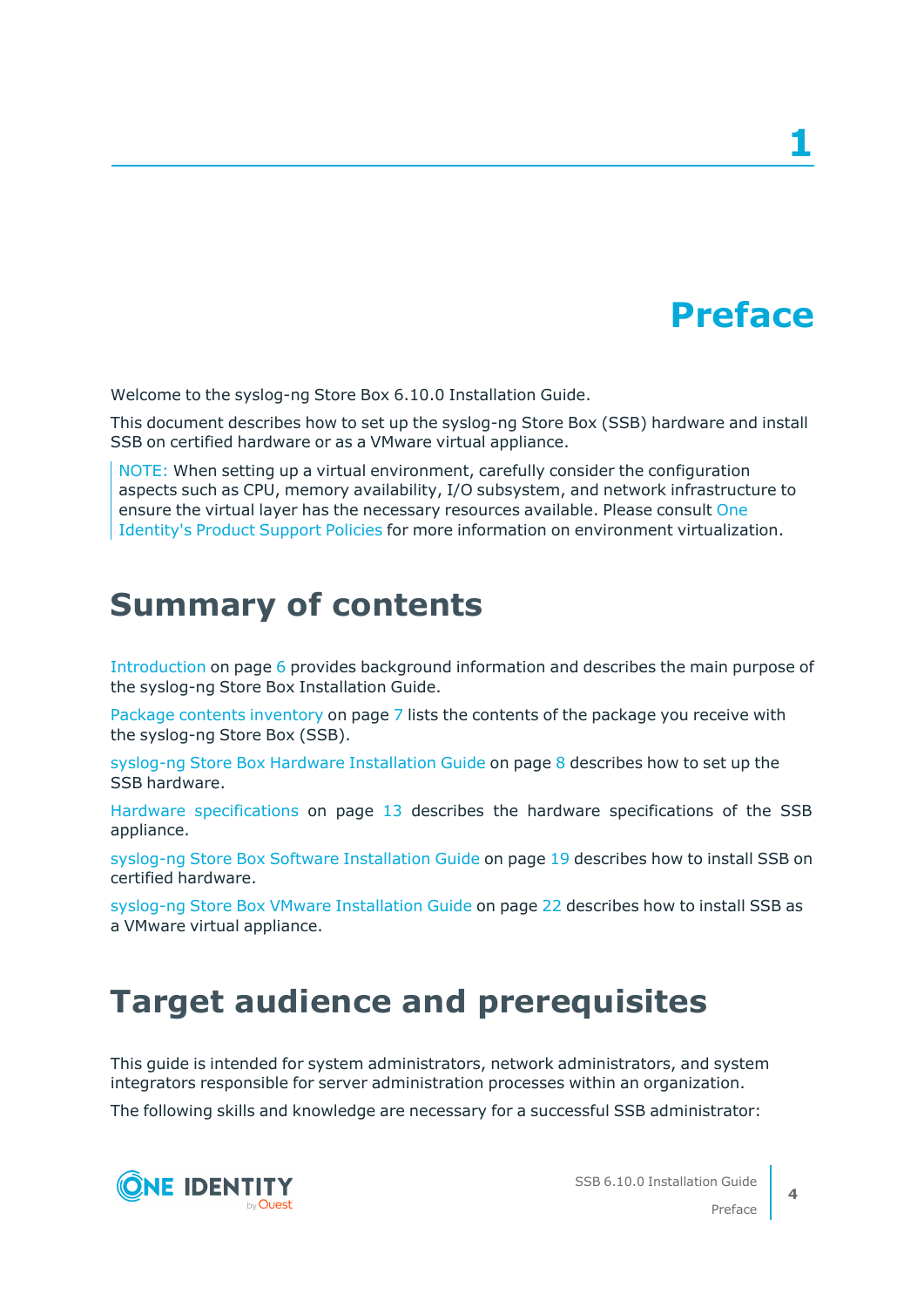# 1 Preface

Welcome to the syslog-ng Store Box 6.10.0 Installation Guide.

This document describes how to set up the syslog-ng Store Box (SSB) hardware and install SSB on certified hardware or as a VMware virtual appliance.

> NOTE: When setting up a virtual environment, carefully consider the configuration aspects such as CPU, memory availability, I/O subsystem, and network infrastructure to ensure the virtual layer has the necessary resources available. Please consult One Identity's Product Support Policies for more information on environment virtualization.

## Summary of contents

Introduction on page 6 provides background information and describes the main purpose of the syslog-ng Store Box Installation Guide.

Package contents inventory on page 7 lists the contents of the package you receive with the syslog-ng Store Box (SSB).

syslog-ng Store Box Hardware Installation Guide on page 8 describes how to set up the SSB hardware.

Hardware specifications on page 13 describes the hardware specifications of the SSB appliance.

syslog-ng Store Box Software Installation Guide on page 19 describes how to install SSB on certified hardware.

syslog-ng Store Box VMware Installation Guide on page 22 describes how to install SSB as a VMware virtual appliance.

## Target audience and prerequisites

This guide is intended for system administrators, network administrators, and system integrators responsible for server administration processes within an organization.

The following skills and knowledge are necessary for a successful SSB administrator: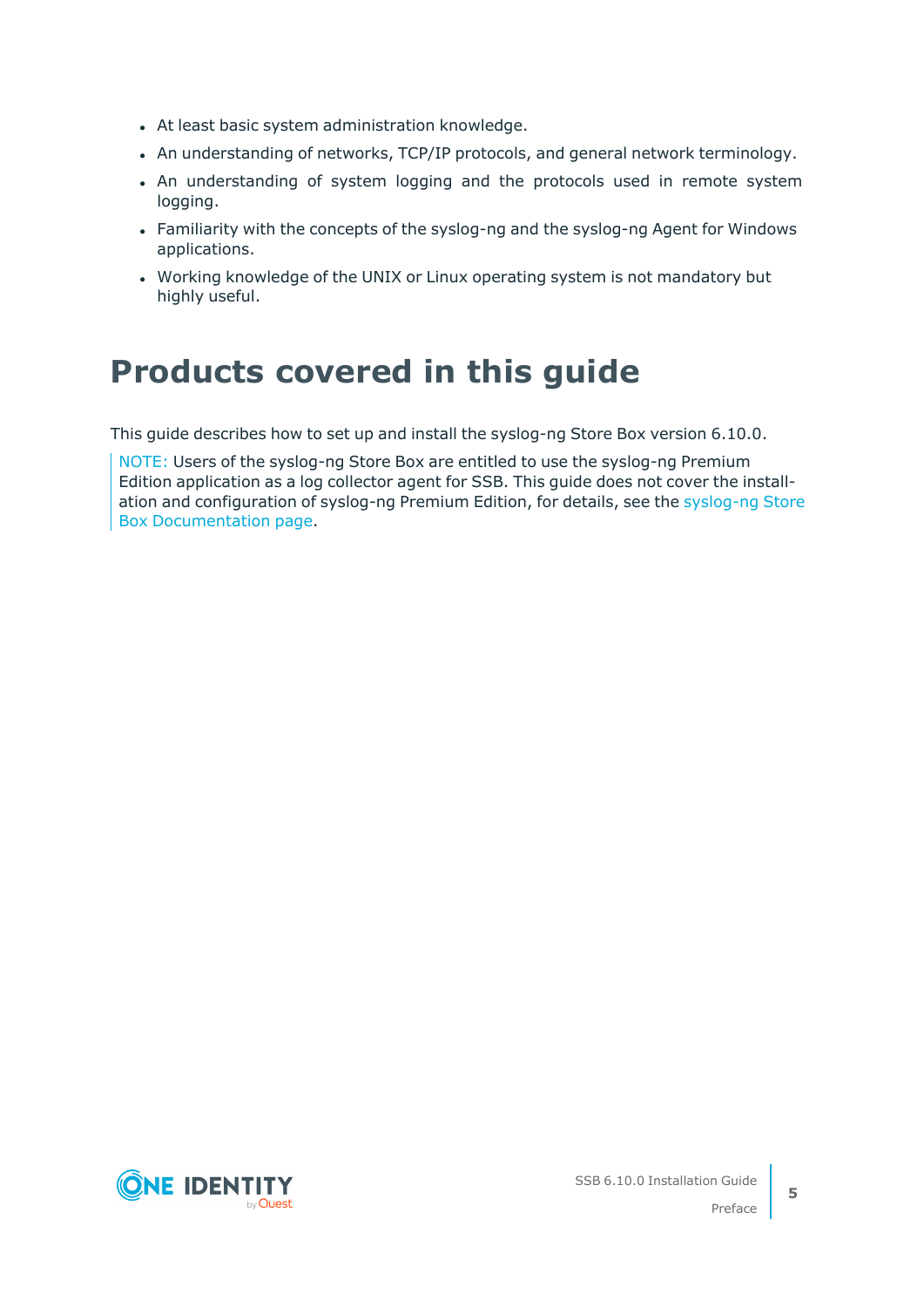- At least basic system administration knowledge.
- An understanding of networks, TCP/IP protocols, and general network terminology.
- An understanding of system logging and the protocols used in remote system logging.
- Familiarity with the concepts of the syslog-ng and the syslog-ng Agent for Windows applications.
- Working knowledge of the UNIX or Linux operating system is not mandatory but highly useful.

# Products covered in this guide

This guide describes how to set up and install the syslog-ng Store Box version 6.10.0.

> NOTE: Users of the syslog-ng Store Box are entitled to use the syslog-ng Premium Edition application as a log collector agent for SSB. This guide does not cover the installation and configuration of syslog-ng Premium Edition, for details, see the syslog-ng Store Box Documentation page.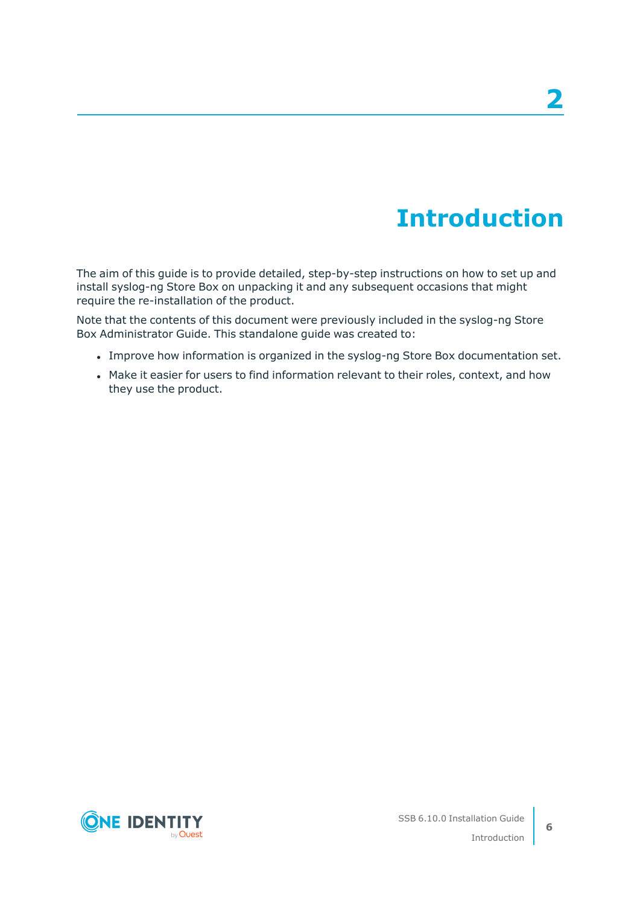# 2 Introduction

The aim of this guide is to provide detailed, step-by-step instructions on how to set up and install syslog-ng Store Box on unpacking it and any subsequent occasions that might require the re-installation of the product.

Note that the contents of this document were previously included in the syslog-ng Store Box Administrator Guide. This standalone guide was created to:

- Improve how information is organized in the syslog-ng Store Box documentation set.
- Make it easier for users to find information relevant to their roles, context, and how they use the product.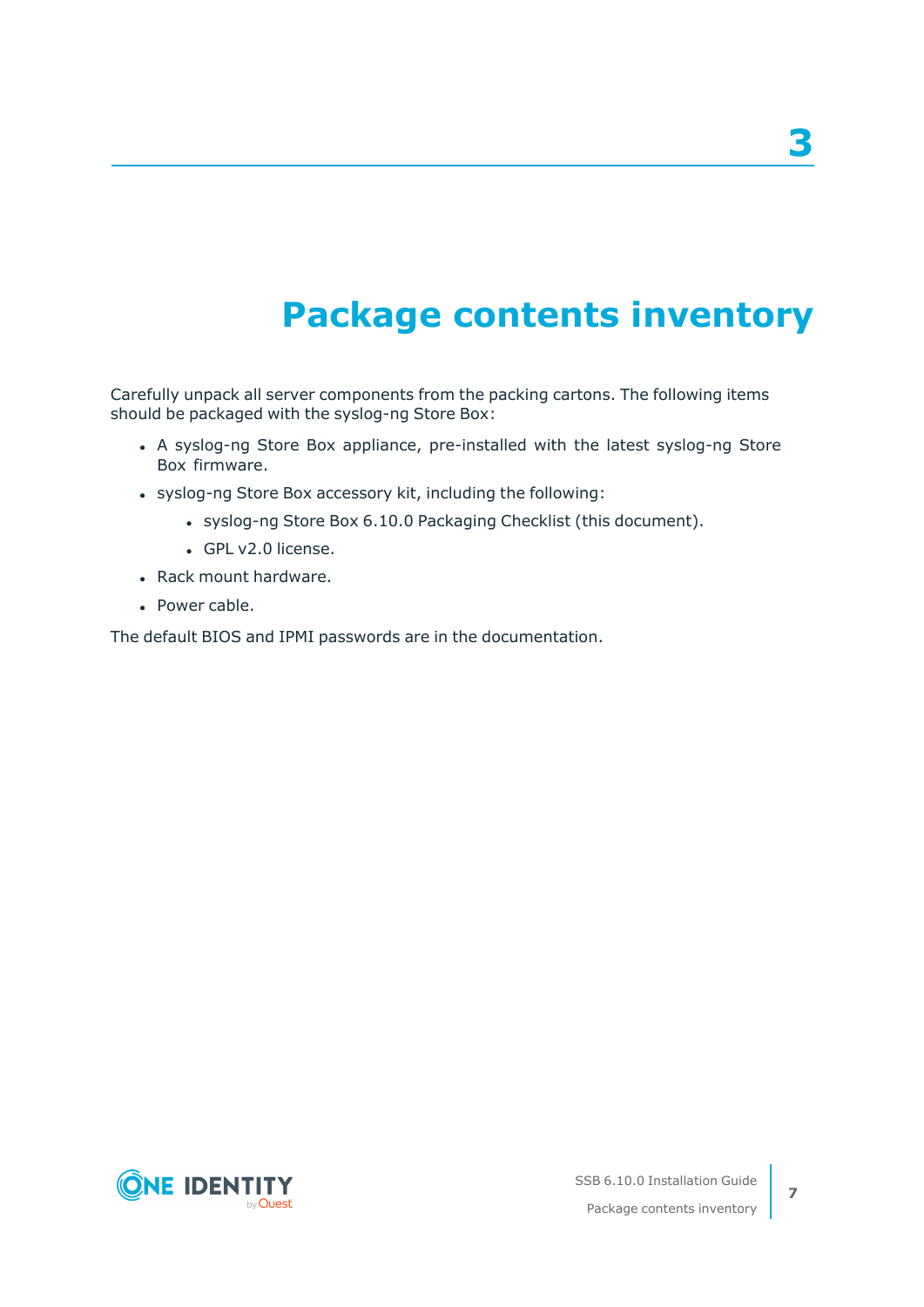# 3 Package contents inventory

Carefully unpack all server components from the packing cartons. The following items should be packaged with the syslog-ng Store Box:

- A syslog-ng Store Box appliance, pre-installed with the latest syslog-ng Store Box firmware.
- syslog-ng Store Box accessory kit, including the following:
  - syslog-ng Store Box 6.10.0 Packaging Checklist (this document).
  - GPL v2.0 license.
- Rack mount hardware.
- Power cable.

The default BIOS and IPMI passwords are in the documentation.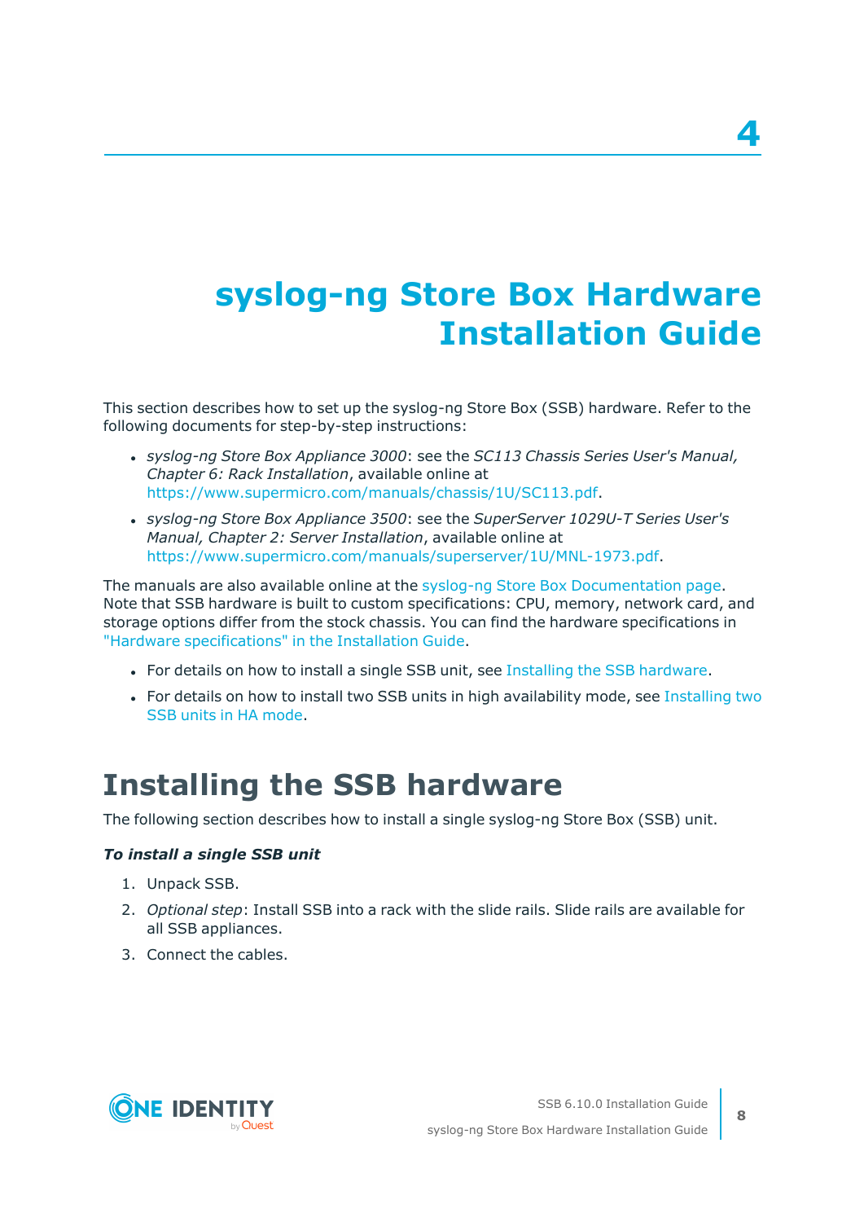# 4

# syslog-ng Store Box Hardware Installation Guide

This section describes how to set up the syslog-ng Store Box (SSB) hardware. Refer to the following documents for step-by-step instructions:

- *syslog-ng Store Box Appliance 3000*: see the *SC113 Chassis Series User's Manual, Chapter 6: Rack Installation*, available online at https://www.supermicro.com/manuals/chassis/1U/SC113.pdf.
- *syslog-ng Store Box Appliance 3500*: see the *SuperServer 1029U-T Series User's Manual, Chapter 2: Server Installation*, available online at https://www.supermicro.com/manuals/superserver/1U/MNL-1973.pdf.

The manuals are also available online at the syslog-ng Store Box Documentation page. Note that SSB hardware is built to custom specifications: CPU, memory, network card, and storage options differ from the stock chassis. You can find the hardware specifications in "Hardware specifications" in the Installation Guide.

- For details on how to install a single SSB unit, see Installing the SSB hardware.
- For details on how to install two SSB units in high availability mode, see Installing two SSB units in HA mode.

## Installing the SSB hardware

The following section describes how to install a single syslog-ng Store Box (SSB) unit.

***To install a single SSB unit***

1. Unpack SSB.
2. *Optional step*: Install SSB into a rack with the slide rails. Slide rails are available for all SSB appliances.
3. Connect the cables.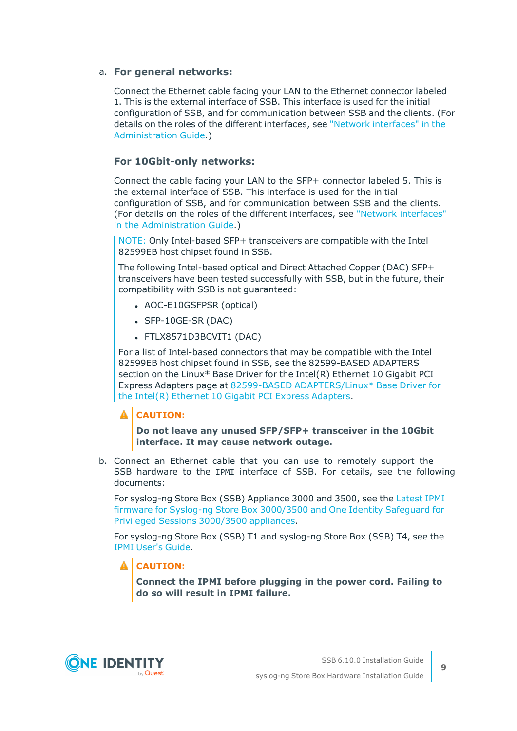a. **For general networks:**

   Connect the Ethernet cable facing your LAN to the Ethernet connector labeled 1. This is the external interface of SSB. This interface is used for the initial configuration of SSB, and for communication between SSB and the clients. (For details on the roles of the different interfaces, see "Network interfaces" in the Administration Guide.)

   **For 10Gbit-only networks:**

   Connect the cable facing your LAN to the SFP+ connector labeled 5. This is the external interface of SSB. This interface is used for the initial configuration of SSB, and for communication between SSB and the clients. (For details on the roles of the different interfaces, see "Network interfaces" in the Administration Guide.)

   > NOTE: Only Intel-based SFP+ transceivers are compatible with the Intel 82599EB host chipset found in SSB.
   >
   > The following Intel-based optical and Direct Attached Copper (DAC) SFP+ transceivers have been tested successfully with SSB, but in the future, their compatibility with SSB is not guaranteed:
   >
   > - AOC-E10GSFPSR (optical)
   > - SFP-10GE-SR (DAC)
   > - FTLX8571D3BCVIT1 (DAC)
   >
   > For a list of Intel-based connectors that may be compatible with the Intel 82599EB host chipset found in SSB, see the 82599-BASED ADAPTERS section on the Linux* Base Driver for the Intel(R) Ethernet 10 Gigabit PCI Express Adapters page at 82599-BASED ADAPTERS/Linux* Base Driver for the Intel(R) Ethernet 10 Gigabit PCI Express Adapters.

   > **CAUTION:**
   >
   > **Do not leave any unused SFP/SFP+ transceiver in the 10Gbit interface. It may cause network outage.**

b. Connect an Ethernet cable that you can use to remotely support the SSB hardware to the `IPMI` interface of SSB. For details, see the following documents:

   For syslog-ng Store Box (SSB) Appliance 3000 and 3500, see the Latest IPMI firmware for Syslog-ng Store Box 3000/3500 and One Identity Safeguard for Privileged Sessions 3000/3500 appliances.

   For syslog-ng Store Box (SSB) T1 and syslog-ng Store Box (SSB) T4, see the IPMI User's Guide.

   > **CAUTION:**
   >
   > **Connect the IPMI before plugging in the power cord. Failing to do so will result in IPMI failure.**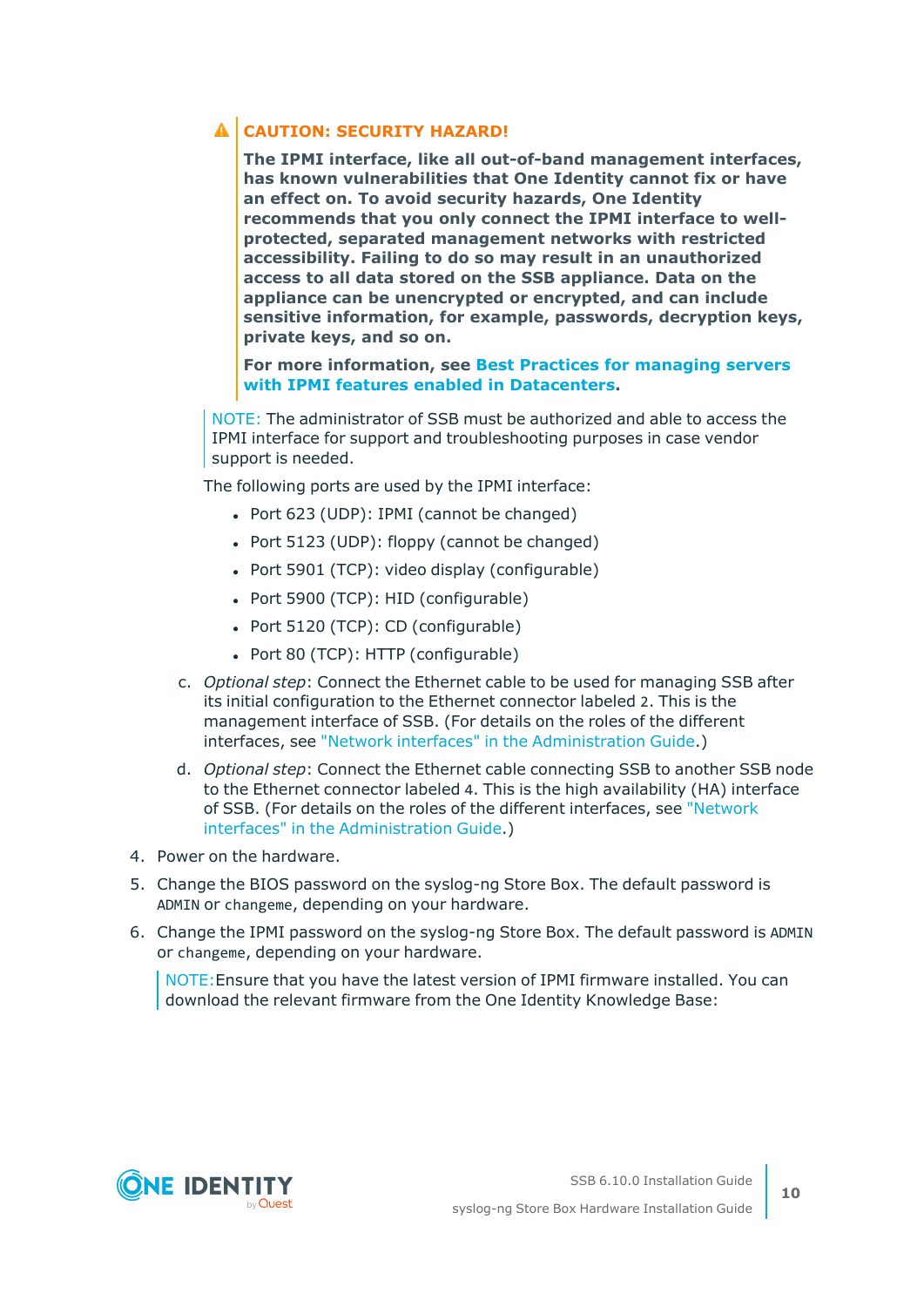**CAUTION: SECURITY HAZARD!**

**The IPMI interface, like all out-of-band management interfaces, has known vulnerabilities that One Identity cannot fix or have an effect on. To avoid security hazards, One Identity recommends that you only connect the IPMI interface to well-protected, separated management networks with restricted accessibility. Failing to do so may result in an unauthorized access to all data stored on the SSB appliance. Data on the appliance can be unencrypted or encrypted, and can include sensitive information, for example, passwords, decryption keys, private keys, and so on.**

**For more information, see Best Practices for managing servers with IPMI features enabled in Datacenters.**

NOTE: The administrator of SSB must be authorized and able to access the IPMI interface for support and troubleshooting purposes in case vendor support is needed.

The following ports are used by the IPMI interface:

- Port 623 (UDP): IPMI (cannot be changed)
- Port 5123 (UDP): floppy (cannot be changed)
- Port 5901 (TCP): video display (configurable)
- Port 5900 (TCP): HID (configurable)
- Port 5120 (TCP): CD (configurable)
- Port 80 (TCP): HTTP (configurable)

c. *Optional step*: Connect the Ethernet cable to be used for managing SSB after its initial configuration to the Ethernet connector labeled `2`. This is the management interface of SSB. (For details on the roles of the different interfaces, see "Network interfaces" in the Administration Guide.)

d. *Optional step*: Connect the Ethernet cable connecting SSB to another SSB node to the Ethernet connector labeled `4`. This is the high availability (HA) interface of SSB. (For details on the roles of the different interfaces, see "Network interfaces" in the Administration Guide.)

4. Power on the hardware.
5. Change the BIOS password on the syslog-ng Store Box. The default password is `ADMIN` or `changeme`, depending on your hardware.
6. Change the IPMI password on the syslog-ng Store Box. The default password is `ADMIN` or `changeme`, depending on your hardware.

   NOTE: Ensure that you have the latest version of IPMI firmware installed. You can download the relevant firmware from the One Identity Knowledge Base: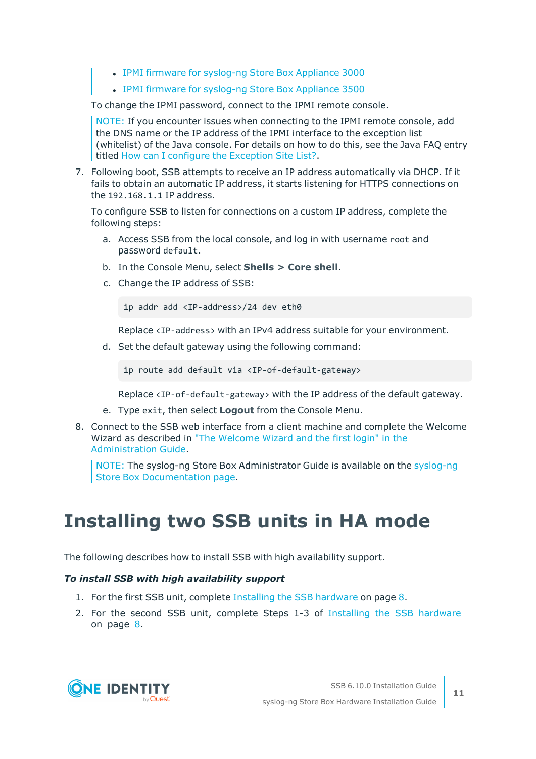- IPMI firmware for syslog-ng Store Box Appliance 3000
- IPMI firmware for syslog-ng Store Box Appliance 3500

To change the IPMI password, connect to the IPMI remote console.

> NOTE: If you encounter issues when connecting to the IPMI remote console, add the DNS name or the IP address of the IPMI interface to the exception list (whitelist) of the Java console. For details on how to do this, see the Java FAQ entry titled How can I configure the Exception Site List?.

7. Following boot, SSB attempts to receive an IP address automatically via DHCP. If it fails to obtain an automatic IP address, it starts listening for HTTPS connections on the `192.168.1.1` IP address.

   To configure SSB to listen for connections on a custom IP address, complete the following steps:

   a. Access SSB from the local console, and log in with username `root` and password `default`.

   b. In the Console Menu, select **Shells > Core shell**.

   c. Change the IP address of SSB:

   ```
   ip addr add <IP-address>/24 dev eth0
   ```

   Replace `<IP-address>` with an IPv4 address suitable for your environment.

   d. Set the default gateway using the following command:

   ```
   ip route add default via <IP-of-default-gateway>
   ```

   Replace `<IP-of-default-gateway>` with the IP address of the default gateway.

   e. Type `exit`, then select **Logout** from the Console Menu.

8. Connect to the SSB web interface from a client machine and complete the Welcome Wizard as described in "The Welcome Wizard and the first login" in the Administration Guide.

   > NOTE: The syslog-ng Store Box Administrator Guide is available on the syslog-ng Store Box Documentation page.

# Installing two SSB units in HA mode

The following describes how to install SSB with high availability support.

***To install SSB with high availability support***

1. For the first SSB unit, complete Installing the SSB hardware on page 8.
2. For the second SSB unit, complete Steps 1-3 of Installing the SSB hardware on page 8.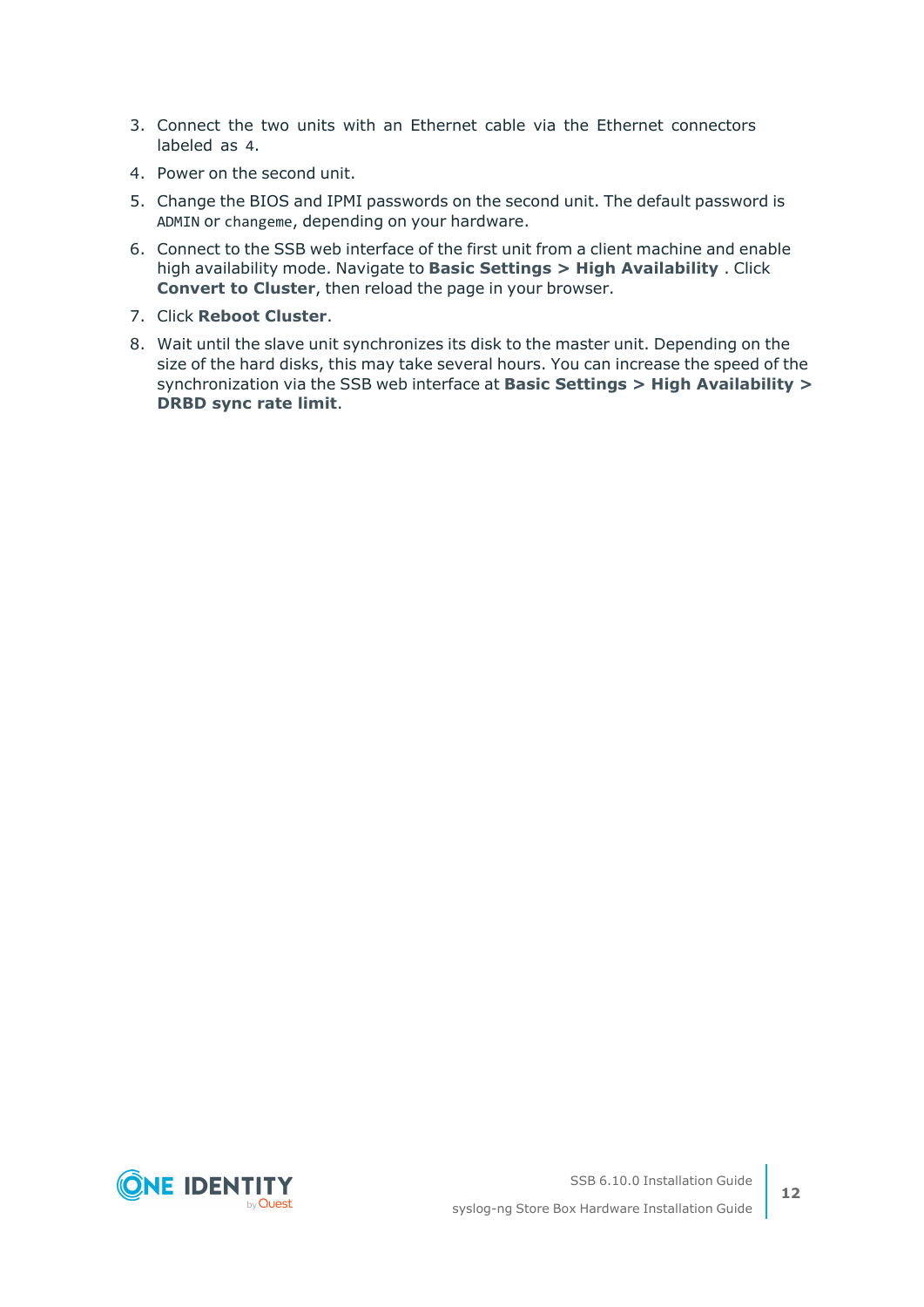3. Connect the two units with an Ethernet cable via the Ethernet connectors labeled as `4`.
4. Power on the second unit.
5. Change the BIOS and IPMI passwords on the second unit. The default password is `ADMIN` or `changeme`, depending on your hardware.
6. Connect to the SSB web interface of the first unit from a client machine and enable high availability mode. Navigate to **Basic Settings > High Availability** . Click **Convert to Cluster**, then reload the page in your browser.
7. Click **Reboot Cluster**.
8. Wait until the slave unit synchronizes its disk to the master unit. Depending on the size of the hard disks, this may take several hours. You can increase the speed of the synchronization via the SSB web interface at **Basic Settings > High Availability > DRBD sync rate limit**.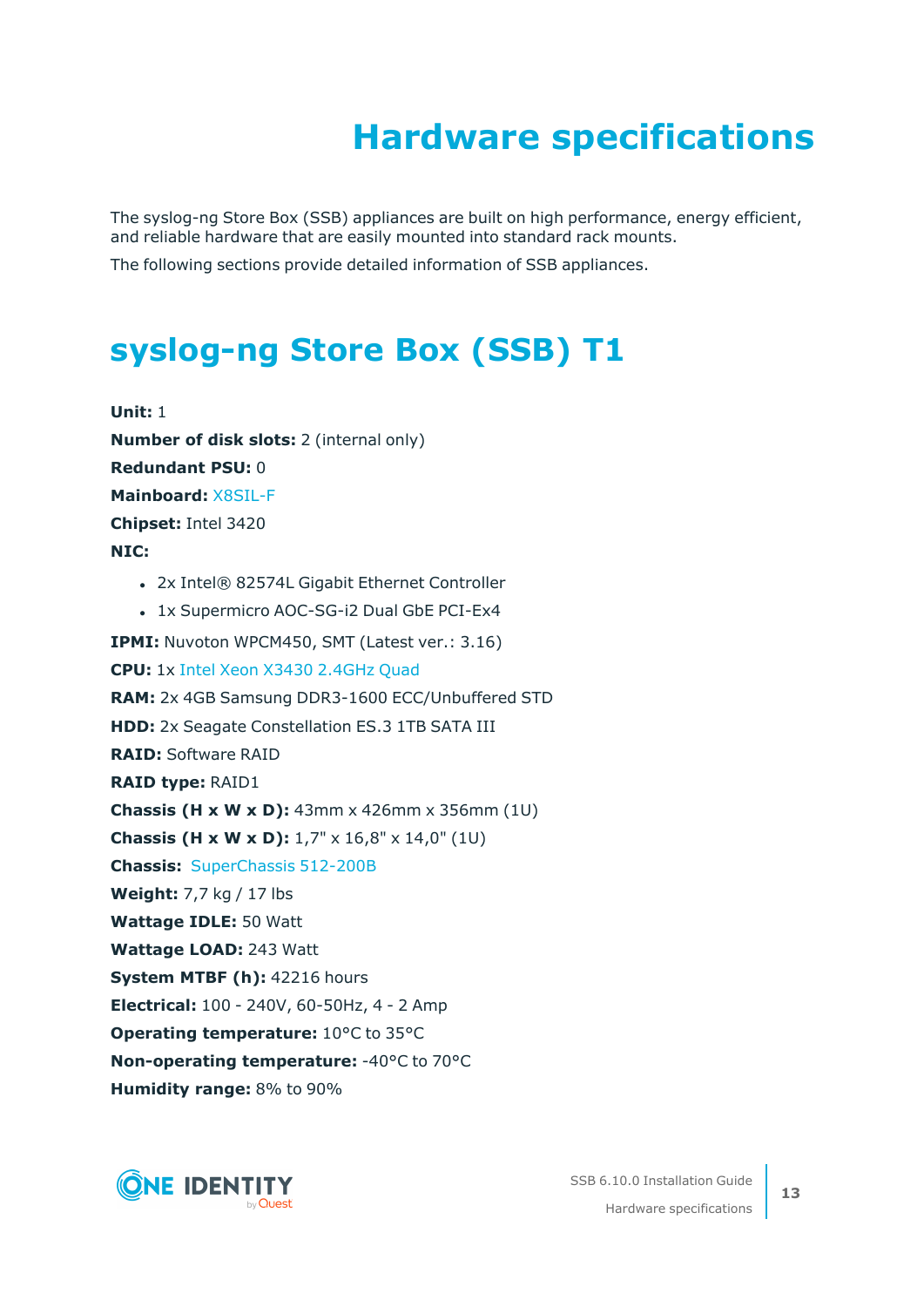# Hardware specifications

The syslog-ng Store Box (SSB) appliances are built on high performance, energy efficient, and reliable hardware that are easily mounted into standard rack mounts.

The following sections provide detailed information of SSB appliances.

## syslog-ng Store Box (SSB) T1

**Unit:** 1

**Number of disk slots:** 2 (internal only)

**Redundant PSU:** 0

**Mainboard:** X8SIL-F

**Chipset:** Intel 3420

**NIC:**

- 2x Intel® 82574L Gigabit Ethernet Controller
- 1x Supermicro AOC-SG-i2 Dual GbE PCI-Ex4

**IPMI:** Nuvoton WPCM450, SMT (Latest ver.: 3.16)

**CPU:** 1x Intel Xeon X3430 2.4GHz Quad

**RAM:** 2x 4GB Samsung DDR3-1600 ECC/Unbuffered STD

**HDD:** 2x Seagate Constellation ES.3 1TB SATA III

**RAID:** Software RAID

**RAID type:** RAID1

**Chassis (H x W x D):** 43mm x 426mm x 356mm (1U)

**Chassis (H x W x D):** 1,7" x 16,8" x 14,0" (1U)

**Chassis:** SuperChassis 512-200B

**Weight:** 7,7 kg / 17 lbs

**Wattage IDLE:** 50 Watt

**Wattage LOAD:** 243 Watt

**System MTBF (h):** 42216 hours

**Electrical:** 100 - 240V, 60-50Hz, 4 - 2 Amp

**Operating temperature:** 10°C to 35°C

**Non-operating temperature:** -40°C to 70°C

**Humidity range:** 8% to 90%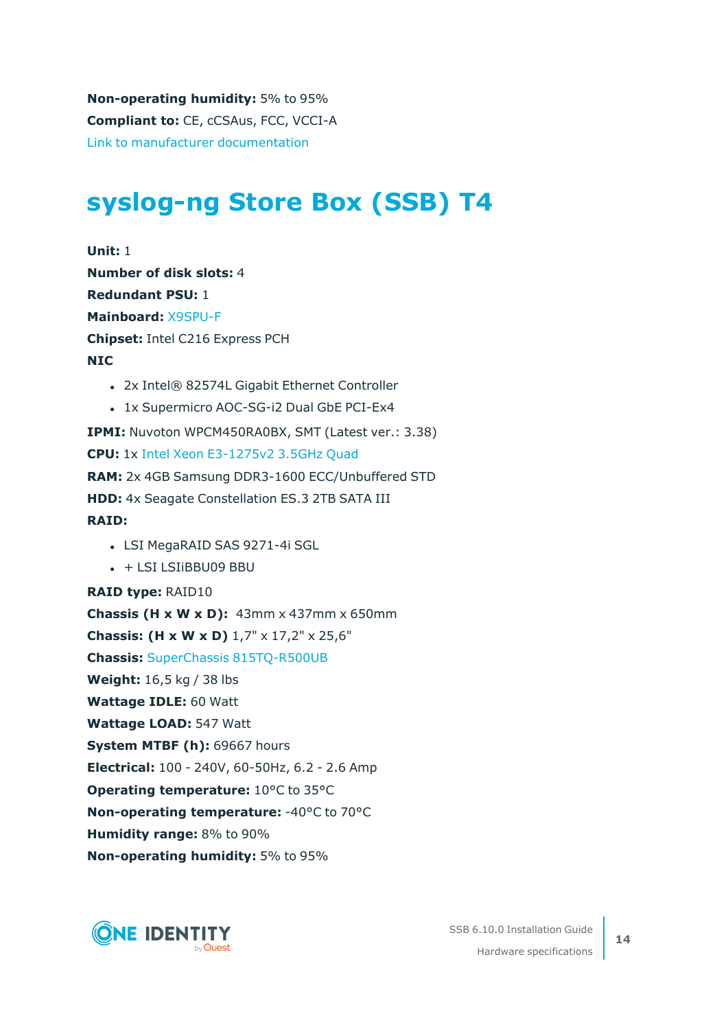**Non-operating humidity:** 5% to 95%

**Compliant to:** CE, cCSAus, FCC, VCCI-A

Link to manufacturer documentation

## syslog-ng Store Box (SSB) T4

**Unit:** 1

**Number of disk slots:** 4

**Redundant PSU:** 1

**Mainboard:** X9SPU-F

**Chipset:** Intel C216 Express PCH

**NIC**

- 2x Intel® 82574L Gigabit Ethernet Controller
- 1x Supermicro AOC-SG-i2 Dual GbE PCI-Ex4

**IPMI:** Nuvoton WPCM450RA0BX, SMT (Latest ver.: 3.38)

**CPU:** 1x Intel Xeon E3-1275v2 3.5GHz Quad

**RAM:** 2x 4GB Samsung DDR3-1600 ECC/Unbuffered STD

**HDD:** 4x Seagate Constellation ES.3 2TB SATA III

**RAID:**

- LSI MegaRAID SAS 9271-4i SGL
- + LSI LSIiBBU09 BBU

**RAID type:** RAID10

**Chassis (H x W x D):** 43mm x 437mm x 650mm

**Chassis: (H x W x D)** 1,7" x 17,2" x 25,6"

**Chassis:** SuperChassis 815TQ-R500UB

**Weight:** 16,5 kg / 38 lbs

**Wattage IDLE:** 60 Watt

**Wattage LOAD:** 547 Watt

**System MTBF (h):** 69667 hours

**Electrical:** 100 - 240V, 60-50Hz, 6.2 - 2.6 Amp

**Operating temperature:** 10°C to 35°C

**Non-operating temperature:** -40°C to 70°C

**Humidity range:** 8% to 90%

**Non-operating humidity:** 5% to 95%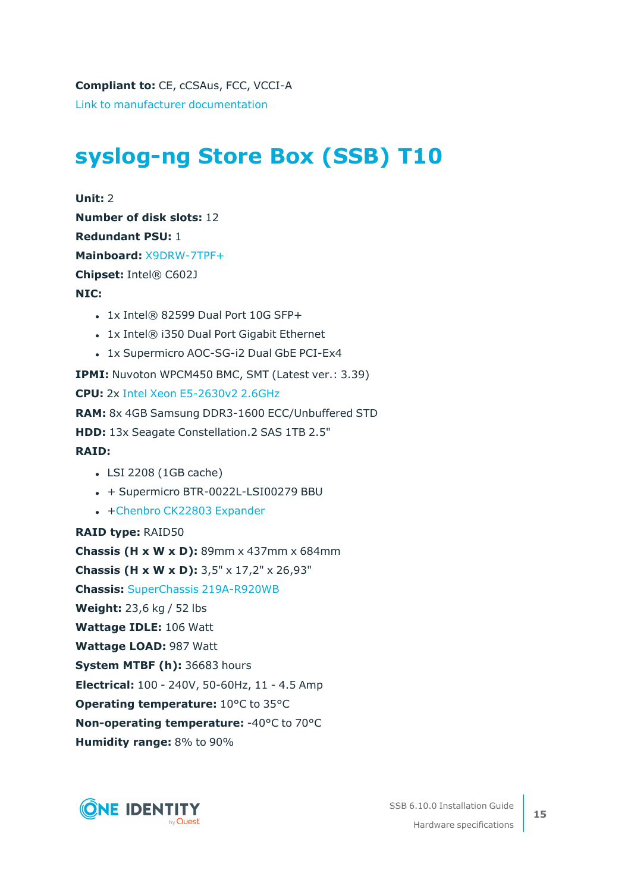**Compliant to:** CE, cCSAus, FCC, VCCI-A

Link to manufacturer documentation

# syslog-ng Store Box (SSB) T10

**Unit:** 2

**Number of disk slots:** 12

**Redundant PSU:** 1

**Mainboard:** X9DRW-7TPF+

**Chipset:** Intel® C602J

**NIC:**

- 1x Intel® 82599 Dual Port 10G SFP+
- 1x Intel® i350 Dual Port Gigabit Ethernet
- 1x Supermicro AOC-SG-i2 Dual GbE PCI-Ex4

**IPMI:** Nuvoton WPCM450 BMC, SMT (Latest ver.: 3.39)

**CPU:** 2x Intel Xeon E5-2630v2 2.6GHz

**RAM:** 8x 4GB Samsung DDR3-1600 ECC/Unbuffered STD

**HDD:** 13x Seagate Constellation.2 SAS 1TB 2.5"

**RAID:**

- LSI 2208 (1GB cache)
- + Supermicro BTR-0022L-LSI00279 BBU
- +Chenbro CK22803 Expander

**RAID type:** RAID50

**Chassis (H x W x D):** 89mm x 437mm x 684mm

**Chassis (H x W x D):** 3,5" x 17,2" x 26,93"

**Chassis:** SuperChassis 219A-R920WB

**Weight:** 23,6 kg / 52 lbs

**Wattage IDLE:** 106 Watt

**Wattage LOAD:** 987 Watt

**System MTBF (h):** 36683 hours

**Electrical:** 100 - 240V, 50-60Hz, 11 - 4.5 Amp

**Operating temperature:** 10°C to 35°C

**Non-operating temperature:** -40°C to 70°C

**Humidity range:** 8% to 90%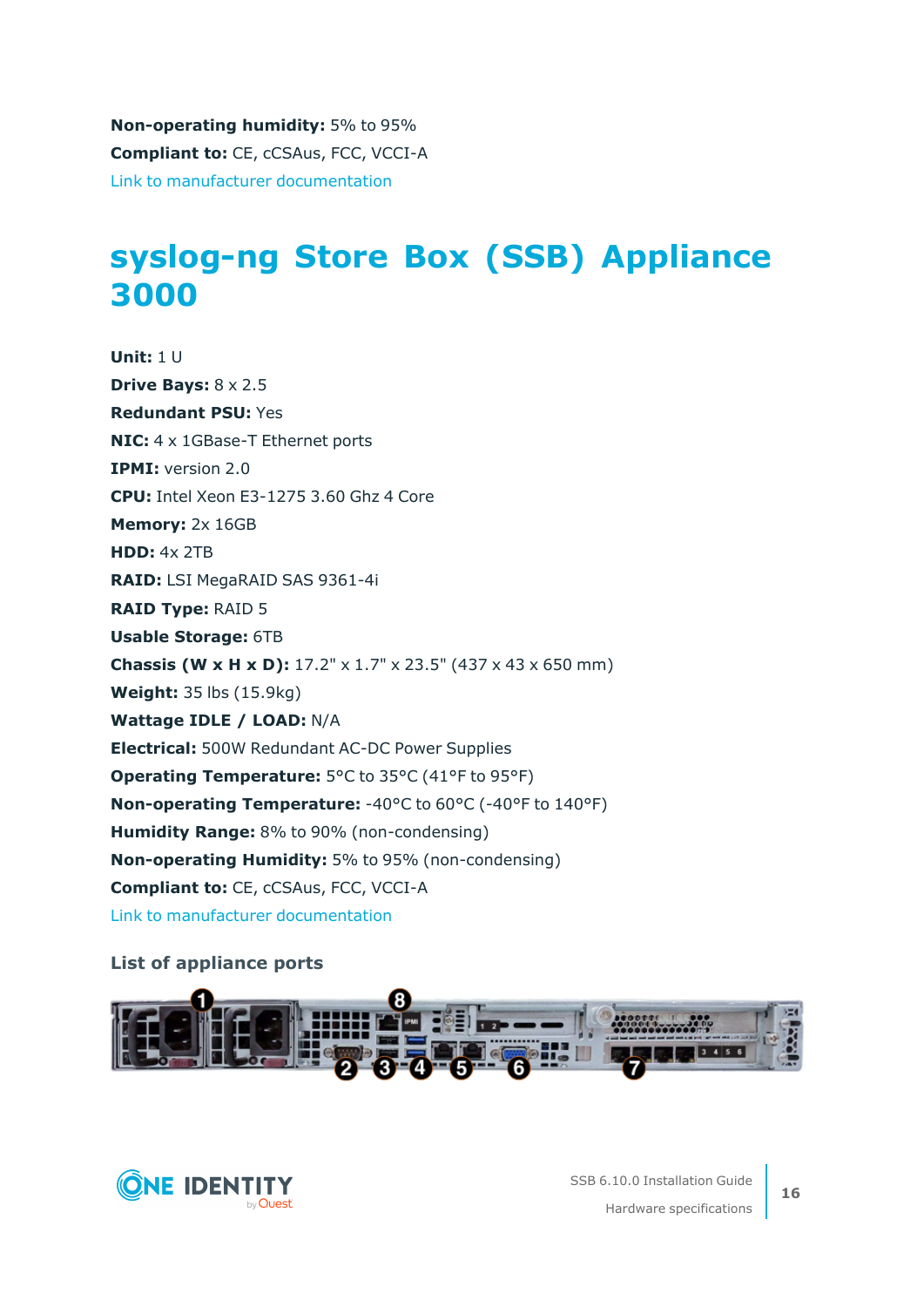**Non-operating humidity:** 5% to 95%

**Compliant to:** CE, cCSAus, FCC, VCCI-A

Link to manufacturer documentation

# syslog-ng Store Box (SSB) Appliance 3000

**Unit:** 1 U

**Drive Bays:** 8 x 2.5

**Redundant PSU:** Yes

**NIC:** 4 x 1GBase-T Ethernet ports

**IPMI:** version 2.0

**CPU:** Intel Xeon E3-1275 3.60 Ghz 4 Core

**Memory:** 2x 16GB

**HDD:** 4x 2TB

**RAID:** LSI MegaRAID SAS 9361-4i

**RAID Type:** RAID 5

**Usable Storage:** 6TB

**Chassis (W x H x D):** 17.2" x 1.7" x 23.5" (437 x 43 x 650 mm)

**Weight:** 35 lbs (15.9kg)

**Wattage IDLE / LOAD:** N/A

**Electrical:** 500W Redundant AC-DC Power Supplies

**Operating Temperature:** 5°C to 35°C (41°F to 95°F)

**Non-operating Temperature:** -40°C to 60°C (-40°F to 140°F)

**Humidity Range:** 8% to 90% (non-condensing)

**Non-operating Humidity:** 5% to 95% (non-condensing)

**Compliant to:** CE, cCSAus, FCC, VCCI-A

Link to manufacturer documentation

### List of appliance ports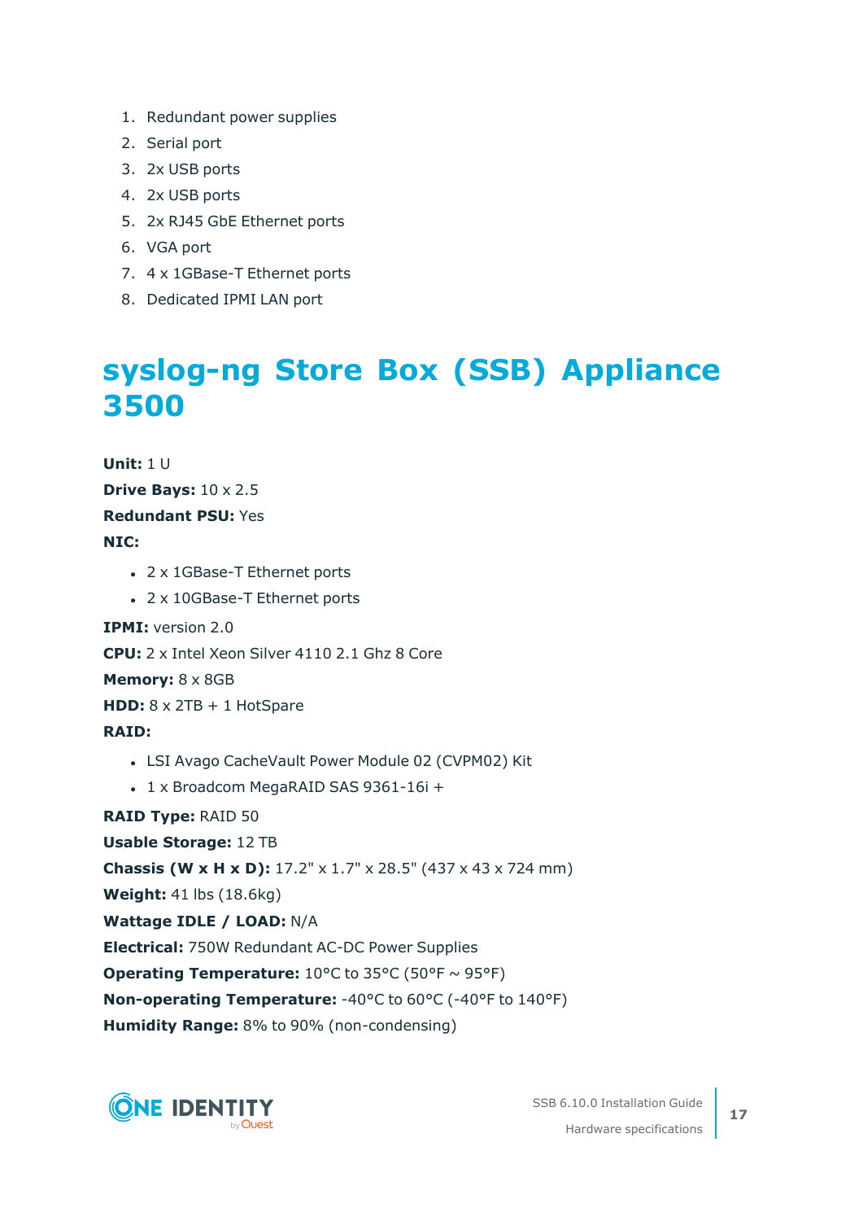1. Redundant power supplies
2. Serial port
3. 2x USB ports
4. 2x USB ports
5. 2x RJ45 GbE Ethernet ports
6. VGA port
7. 4 x 1GBase-T Ethernet ports
8. Dedicated IPMI LAN port

# syslog-ng Store Box (SSB) Appliance 3500

**Unit:** 1 U

**Drive Bays:** 10 x 2.5

**Redundant PSU:** Yes

**NIC:**

- 2 x 1GBase-T Ethernet ports
- 2 x 10GBase-T Ethernet ports

**IPMI:** version 2.0

**CPU:** 2 x Intel Xeon Silver 4110 2.1 Ghz 8 Core

**Memory:** 8 x 8GB

**HDD:** 8 x 2TB + 1 HotSpare

**RAID:**

- LSI Avago CacheVault Power Module 02 (CVPM02) Kit
- 1 x Broadcom MegaRAID SAS 9361-16i +

**RAID Type:** RAID 50

**Usable Storage:** 12 TB

**Chassis (W x H x D):** 17.2" x 1.7" x 28.5" (437 x 43 x 724 mm)

**Weight:** 41 lbs (18.6kg)

**Wattage IDLE / LOAD:** N/A

**Electrical:** 750W Redundant AC-DC Power Supplies

**Operating Temperature:** 10°C to 35°C (50°F ~ 95°F)

**Non-operating Temperature:** -40°C to 60°C (-40°F to 140°F)

**Humidity Range:** 8% to 90% (non-condensing)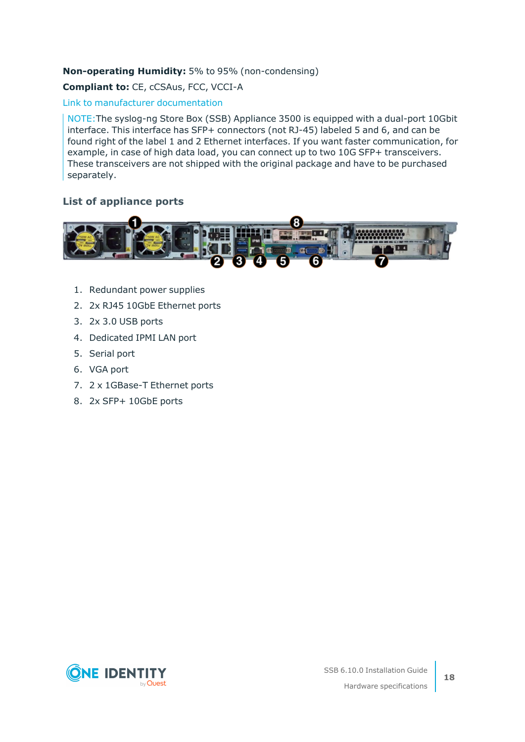**Non-operating Humidity:** 5% to 95% (non-condensing)

**Compliant to:** CE, cCSAus, FCC, VCCI-A

Link to manufacturer documentation

NOTE: The syslog-ng Store Box (SSB) Appliance 3500 is equipped with a dual-port 10Gbit interface. This interface has SFP+ connectors (not RJ-45) labeled 5 and 6, and can be found right of the label 1 and 2 Ethernet interfaces. If you want faster communication, for example, in case of high data load, you can connect up to two 10G SFP+ transceivers. These transceivers are not shipped with the original package and have to be purchased separately.

### List of appliance ports

1. Redundant power supplies
2. 2x RJ45 10GbE Ethernet ports
3. 2x 3.0 USB ports
4. Dedicated IPMI LAN port
5. Serial port
6. VGA port
7. 2 x 1GBase-T Ethernet ports
8. 2x SFP+ 10GbE ports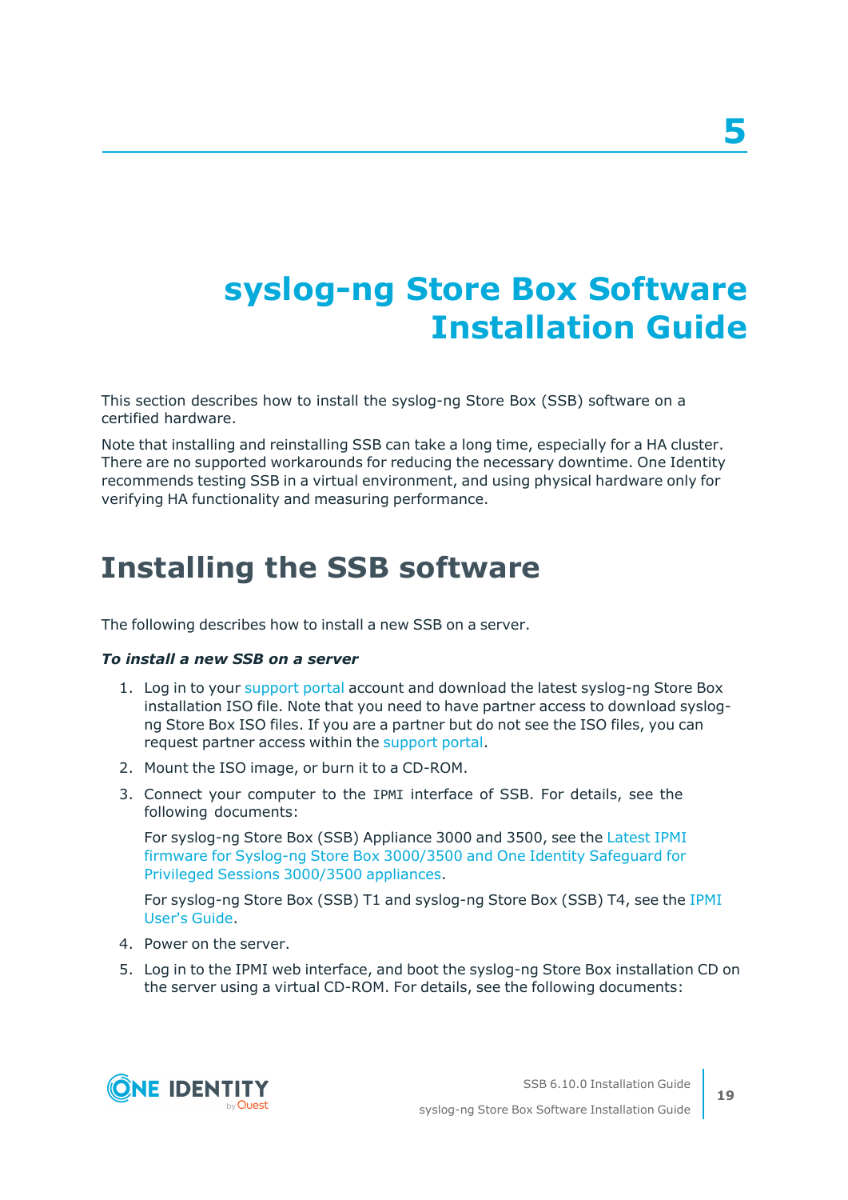# 5

# syslog-ng Store Box Software Installation Guide

This section describes how to install the syslog-ng Store Box (SSB) software on a certified hardware.

Note that installing and reinstalling SSB can take a long time, especially for a HA cluster. There are no supported workarounds for reducing the necessary downtime. One Identity recommends testing SSB in a virtual environment, and using physical hardware only for verifying HA functionality and measuring performance.

## Installing the SSB software

The following describes how to install a new SSB on a server.

***To install a new SSB on a server***

1. Log in to your support portal account and download the latest syslog-ng Store Box installation ISO file. Note that you need to have partner access to download syslog-ng Store Box ISO files. If you are a partner but do not see the ISO files, you can request partner access within the support portal.
2. Mount the ISO image, or burn it to a CD-ROM.
3. Connect your computer to the `IPMI` interface of SSB. For details, see the following documents:

   For syslog-ng Store Box (SSB) Appliance 3000 and 3500, see the Latest IPMI firmware for Syslog-ng Store Box 3000/3500 and One Identity Safeguard for Privileged Sessions 3000/3500 appliances.

   For syslog-ng Store Box (SSB) T1 and syslog-ng Store Box (SSB) T4, see the IPMI User's Guide.
4. Power on the server.
5. Log in to the IPMI web interface, and boot the syslog-ng Store Box installation CD on the server using a virtual CD-ROM. For details, see the following documents: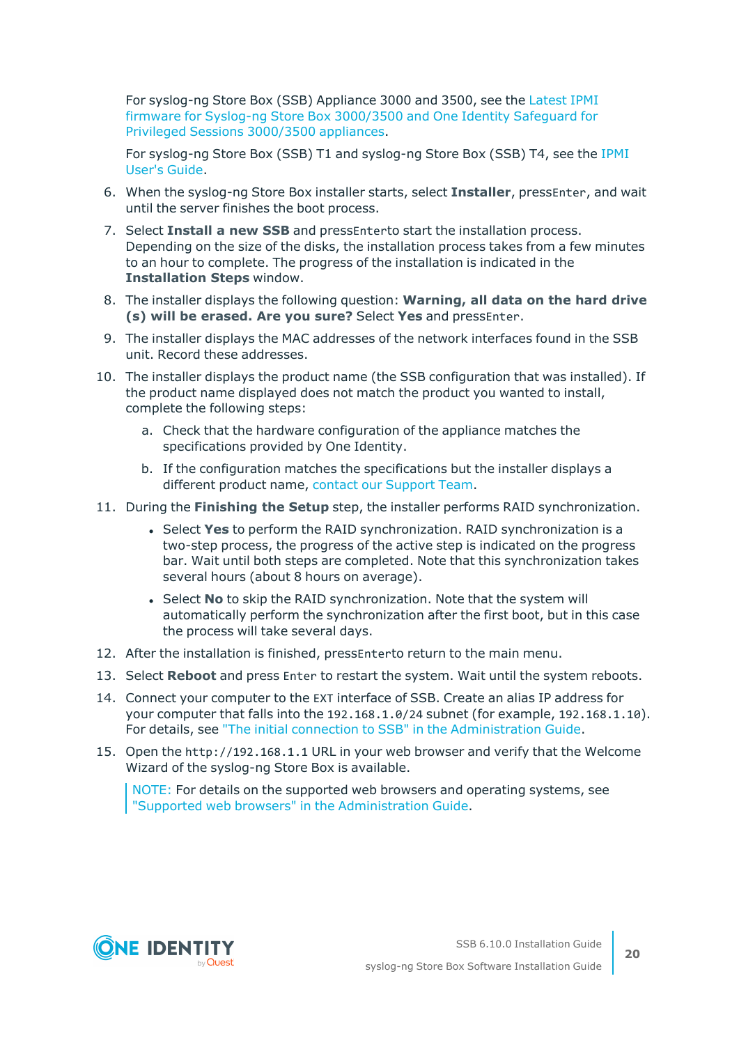For syslog-ng Store Box (SSB) Appliance 3000 and 3500, see the Latest IPMI firmware for Syslog-ng Store Box 3000/3500 and One Identity Safeguard for Privileged Sessions 3000/3500 appliances.

For syslog-ng Store Box (SSB) T1 and syslog-ng Store Box (SSB) T4, see the IPMI User's Guide.

6. When the syslog-ng Store Box installer starts, select **Installer**, press `Enter`, and wait until the server finishes the boot process.
7. Select **Install a new SSB** and press `Enter` to start the installation process. Depending on the size of the disks, the installation process takes from a few minutes to an hour to complete. The progress of the installation is indicated in the **Installation Steps** window.
8. The installer displays the following question: **Warning, all data on the hard drive (s) will be erased. Are you sure?** Select **Yes** and press `Enter`.
9. The installer displays the MAC addresses of the network interfaces found in the SSB unit. Record these addresses.
10. The installer displays the product name (the SSB configuration that was installed). If the product name displayed does not match the product you wanted to install, complete the following steps:
    a. Check that the hardware configuration of the appliance matches the specifications provided by One Identity.
    b. If the configuration matches the specifications but the installer displays a different product name, contact our Support Team.
11. During the **Finishing the Setup** step, the installer performs RAID synchronization.
    - Select **Yes** to perform the RAID synchronization. RAID synchronization is a two-step process, the progress of the active step is indicated on the progress bar. Wait until both steps are completed. Note that this synchronization takes several hours (about 8 hours on average).
    - Select **No** to skip the RAID synchronization. Note that the system will automatically perform the synchronization after the first boot, but in this case the process will take several days.
12. After the installation is finished, press `Enter` to return to the main menu.
13. Select **Reboot** and press `Enter` to restart the system. Wait until the system reboots.
14. Connect your computer to the `EXT` interface of SSB. Create an alias IP address for your computer that falls into the `192.168.1.0/24` subnet (for example, `192.168.1.10`). For details, see "The initial connection to SSB" in the Administration Guide.
15. Open the `http://192.168.1.1` URL in your web browser and verify that the Welcome Wizard of the syslog-ng Store Box is available.

    NOTE: For details on the supported web browsers and operating systems, see "Supported web browsers" in the Administration Guide.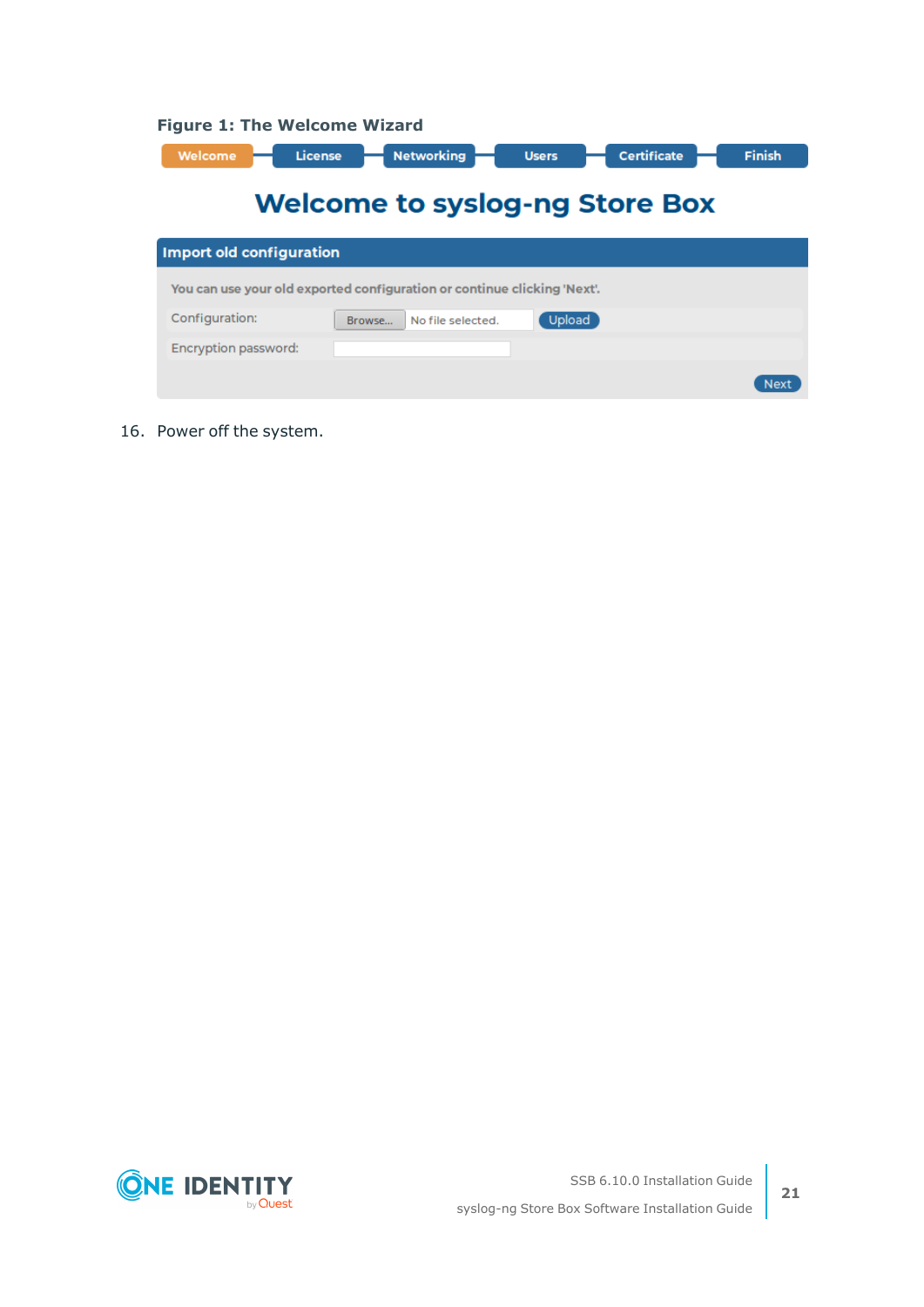**Figure 1: The Welcome Wizard**

16. Power off the system.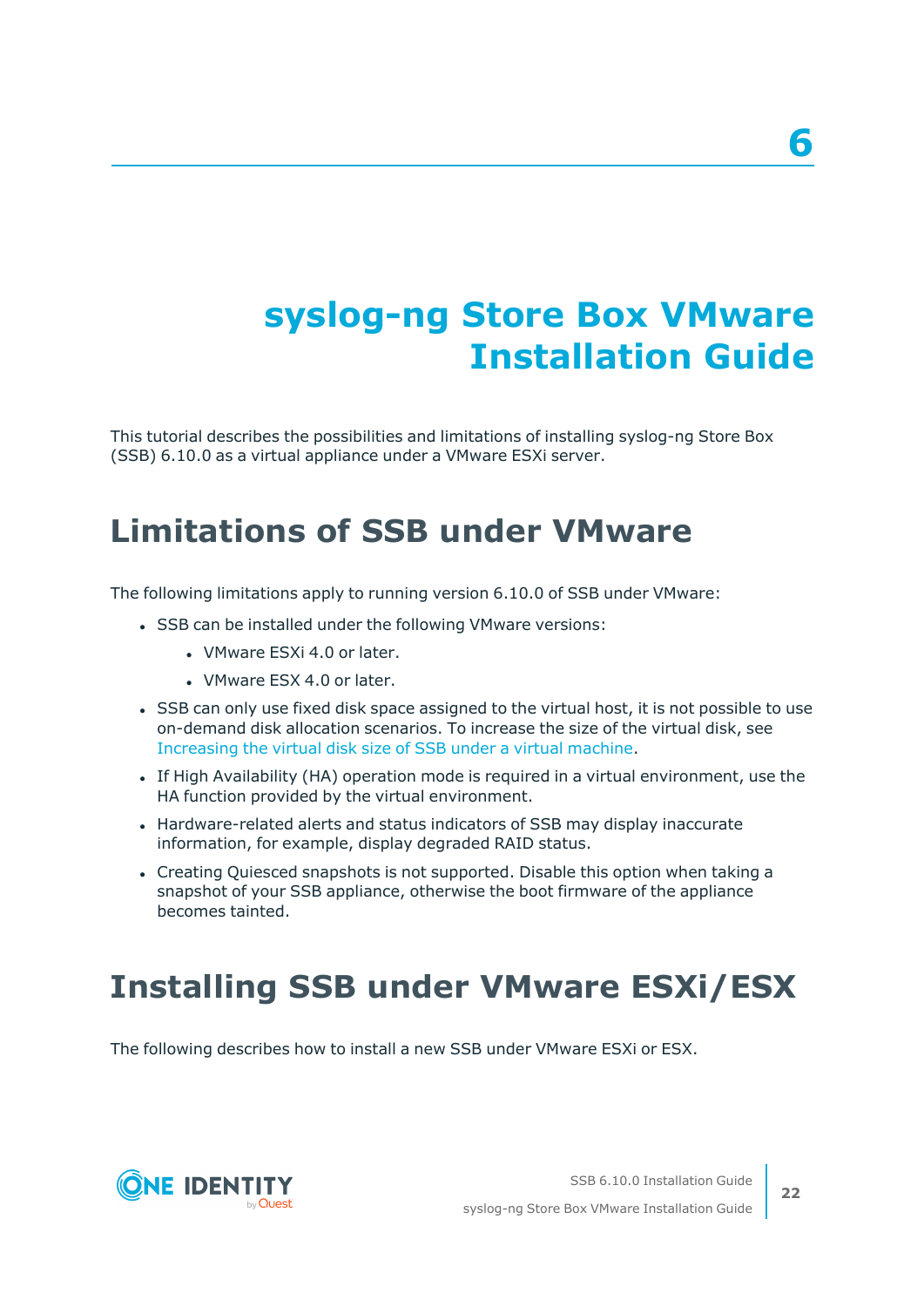# 6

# syslog-ng Store Box VMware Installation Guide

This tutorial describes the possibilities and limitations of installing syslog-ng Store Box (SSB) 6.10.0 as a virtual appliance under a VMware ESXi server.

## Limitations of SSB under VMware

The following limitations apply to running version 6.10.0 of SSB under VMware:

- SSB can be installed under the following VMware versions:
  - VMware ESXi 4.0 or later.
  - VMware ESX 4.0 or later.
- SSB can only use fixed disk space assigned to the virtual host, it is not possible to use on-demand disk allocation scenarios. To increase the size of the virtual disk, see Increasing the virtual disk size of SSB under a virtual machine.
- If High Availability (HA) operation mode is required in a virtual environment, use the HA function provided by the virtual environment.
- Hardware-related alerts and status indicators of SSB may display inaccurate information, for example, display degraded RAID status.
- Creating Quiesced snapshots is not supported. Disable this option when taking a snapshot of your SSB appliance, otherwise the boot firmware of the appliance becomes tainted.

## Installing SSB under VMware ESXi/ESX

The following describes how to install a new SSB under VMware ESXi or ESX.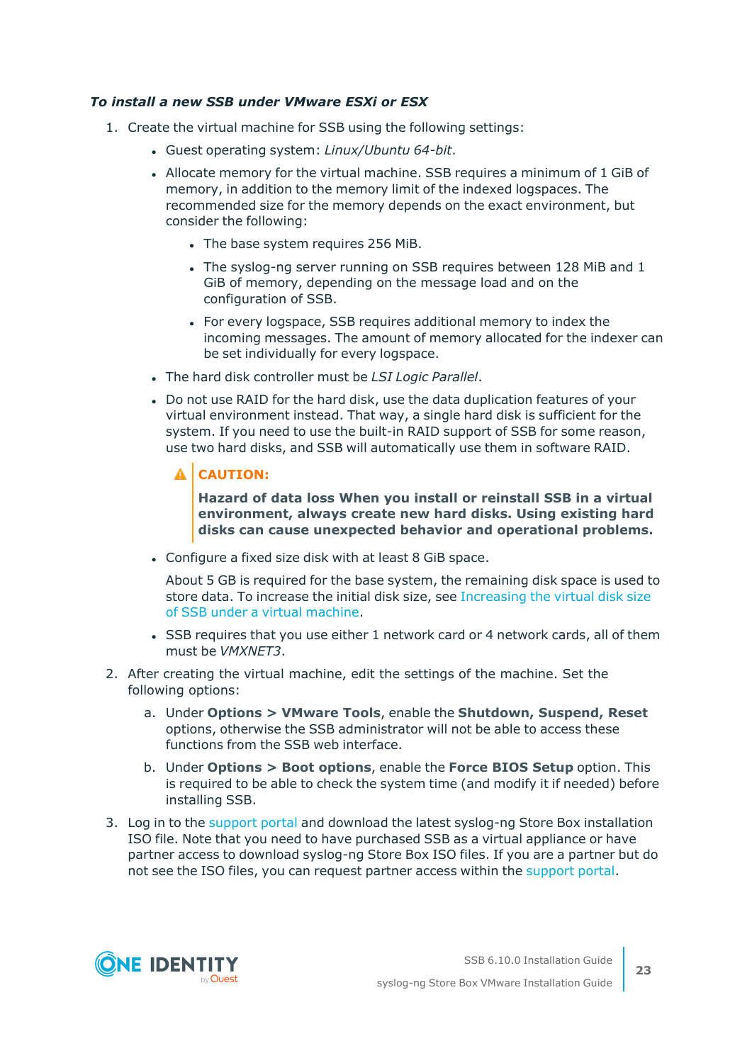***To install a new SSB under VMware ESXi or ESX***

1. Create the virtual machine for SSB using the following settings:
   - Guest operating system: *Linux/Ubuntu 64-bit*.
   - Allocate memory for the virtual machine. SSB requires a minimum of 1 GiB of memory, in addition to the memory limit of the indexed logspaces. The recommended size for the memory depends on the exact environment, but consider the following:
     - The base system requires 256 MiB.
     - The syslog-ng server running on SSB requires between 128 MiB and 1 GiB of memory, depending on the message load and on the configuration of SSB.
     - For every logspace, SSB requires additional memory to index the incoming messages. The amount of memory allocated for the indexer can be set individually for every logspace.
   - The hard disk controller must be *LSI Logic Parallel*.
   - Do not use RAID for the hard disk, use the data duplication features of your virtual environment instead. That way, a single hard disk is sufficient for the system. If you need to use the built-in RAID support of SSB for some reason, use two hard disks, and SSB will automatically use them in software RAID.

     > **CAUTION:**
     >
     > **Hazard of data loss When you install or reinstall SSB in a virtual environment, always create new hard disks. Using existing hard disks can cause unexpected behavior and operational problems.**

   - Configure a fixed size disk with at least 8 GiB space.

     About 5 GB is required for the base system, the remaining disk space is used to store data. To increase the initial disk size, see Increasing the virtual disk size of SSB under a virtual machine.
   - SSB requires that you use either 1 network card or 4 network cards, all of them must be *VMXNET3*.
2. After creating the virtual machine, edit the settings of the machine. Set the following options:
   a. Under **Options > VMware Tools**, enable the **Shutdown, Suspend, Reset** options, otherwise the SSB administrator will not be able to access these functions from the SSB web interface.

   b. Under **Options > Boot options**, enable the **Force BIOS Setup** option. This is required to be able to check the system time (and modify it if needed) before installing SSB.
3. Log in to the support portal and download the latest syslog-ng Store Box installation ISO file. Note that you need to have purchased SSB as a virtual appliance or have partner access to download syslog-ng Store Box ISO files. If you are a partner but do not see the ISO files, you can request partner access within the support portal.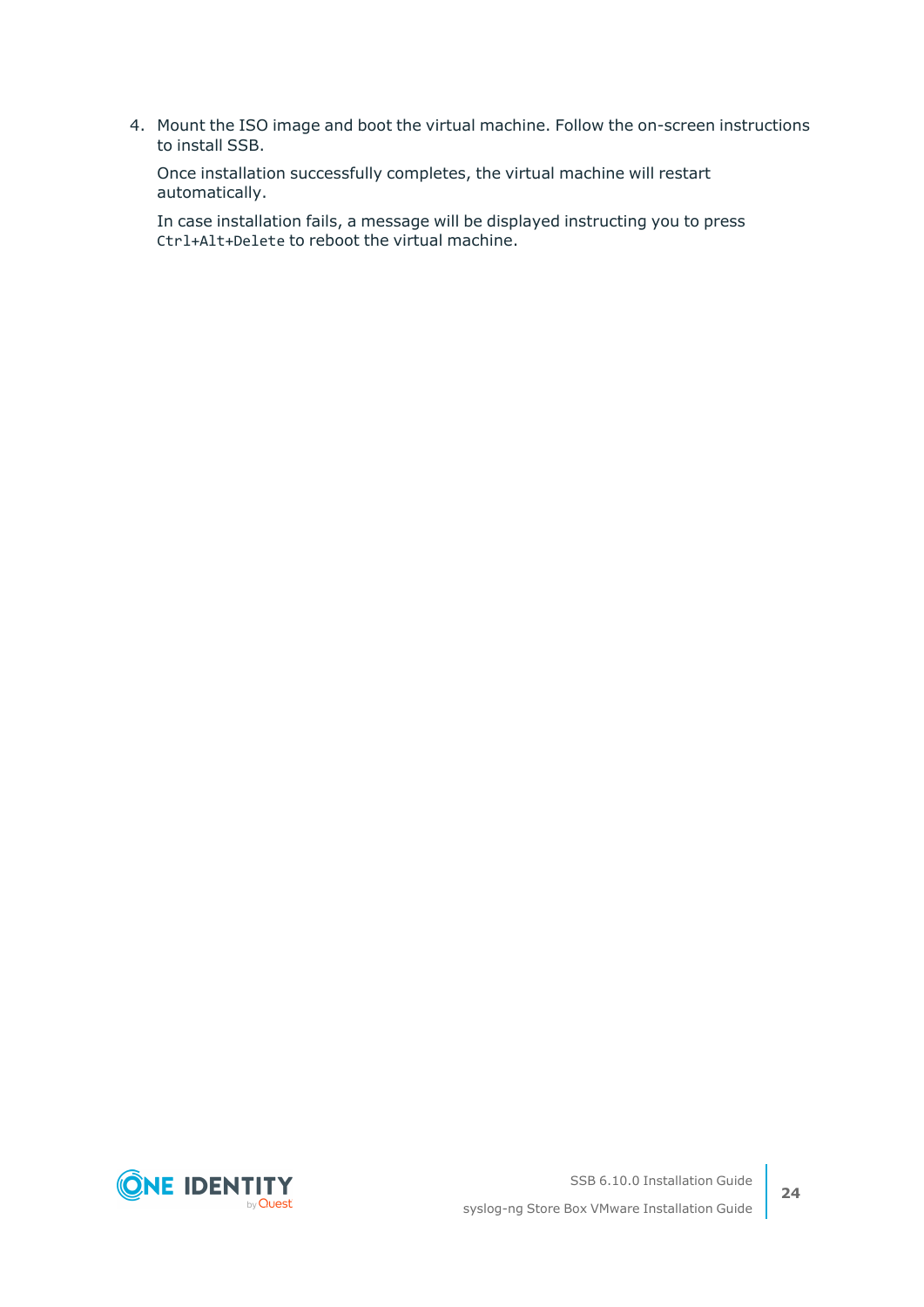4. Mount the ISO image and boot the virtual machine. Follow the on-screen instructions to install SSB.

   Once installation successfully completes, the virtual machine will restart automatically.

   In case installation fails, a message will be displayed instructing you to press `Ctrl+Alt+Delete` to reboot the virtual machine.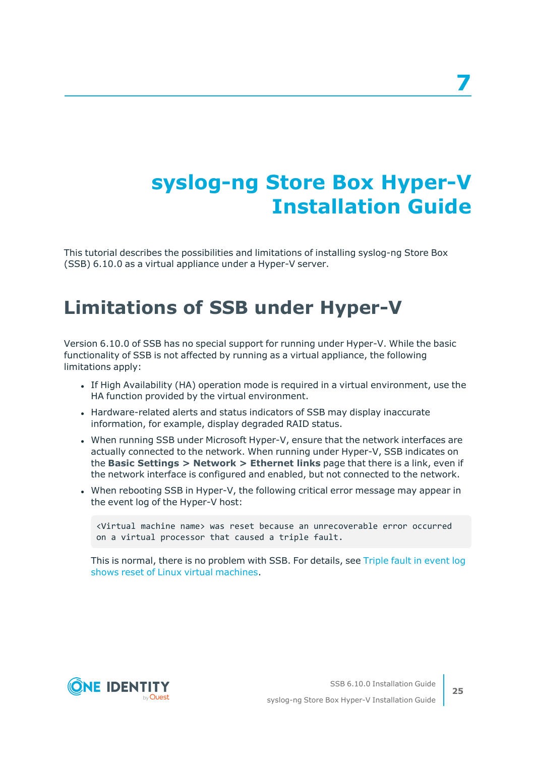# 7

# syslog-ng Store Box Hyper-V Installation Guide

This tutorial describes the possibilities and limitations of installing syslog-ng Store Box (SSB) 6.10.0 as a virtual appliance under a Hyper-V server.

## Limitations of SSB under Hyper-V

Version 6.10.0 of SSB has no special support for running under Hyper-V. While the basic functionality of SSB is not affected by running as a virtual appliance, the following limitations apply:

- If High Availability (HA) operation mode is required in a virtual environment, use the HA function provided by the virtual environment.
- Hardware-related alerts and status indicators of SSB may display inaccurate information, for example, display degraded RAID status.
- When running SSB under Microsoft Hyper-V, ensure that the network interfaces are actually connected to the network. When running under Hyper-V, SSB indicates on the **Basic Settings > Network > Ethernet links** page that there is a link, even if the network interface is configured and enabled, but not connected to the network.
- When rebooting SSB in Hyper-V, the following critical error message may appear in the event log of the Hyper-V host:

  ```
  <Virtual machine name> was reset because an unrecoverable error occurred
  on a virtual processor that caused a triple fault.
  ```

  This is normal, there is no problem with SSB. For details, see Triple fault in event log shows reset of Linux virtual machines.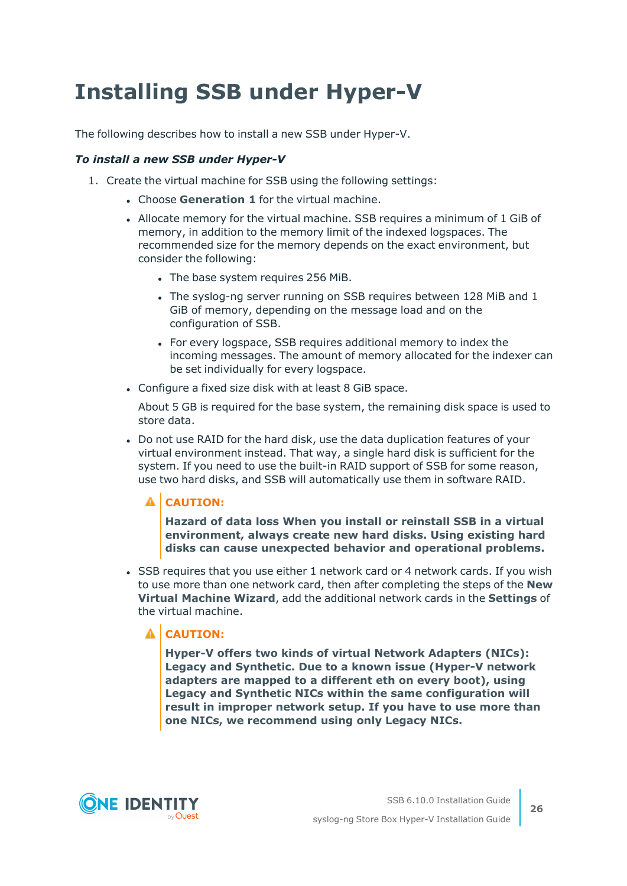# Installing SSB under Hyper-V

The following describes how to install a new SSB under Hyper-V.

***To install a new SSB under Hyper-V***

1. Create the virtual machine for SSB using the following settings:

    - Choose **Generation 1** for the virtual machine.
    - Allocate memory for the virtual machine. SSB requires a minimum of 1 GiB of memory, in addition to the memory limit of the indexed logspaces. The recommended size for the memory depends on the exact environment, but consider the following:
        - The base system requires 256 MiB.
        - The syslog-ng server running on SSB requires between 128 MiB and 1 GiB of memory, depending on the message load and on the configuration of SSB.
        - For every logspace, SSB requires additional memory to index the incoming messages. The amount of memory allocated for the indexer can be set individually for every logspace.
    - Configure a fixed size disk with at least 8 GiB space.

      About 5 GB is required for the base system, the remaining disk space is used to store data.
    - Do not use RAID for the hard disk, use the data duplication features of your virtual environment instead. That way, a single hard disk is sufficient for the system. If you need to use the built-in RAID support of SSB for some reason, use two hard disks, and SSB will automatically use them in software RAID.

      > **CAUTION:**
      >
      > **Hazard of data loss When you install or reinstall SSB in a virtual environment, always create new hard disks. Using existing hard disks can cause unexpected behavior and operational problems.**

    - SSB requires that you use either 1 network card or 4 network cards. If you wish to use more than one network card, then after completing the steps of the **New Virtual Machine Wizard**, add the additional network cards in the **Settings** of the virtual machine.

      > **CAUTION:**
      >
      > **Hyper-V offers two kinds of virtual Network Adapters (NICs): Legacy and Synthetic. Due to a known issue (Hyper-V network adapters are mapped to a different eth on every boot), using Legacy and Synthetic NICs within the same configuration will result in improper network setup. If you have to use more than one NICs, we recommend using only Legacy NICs.**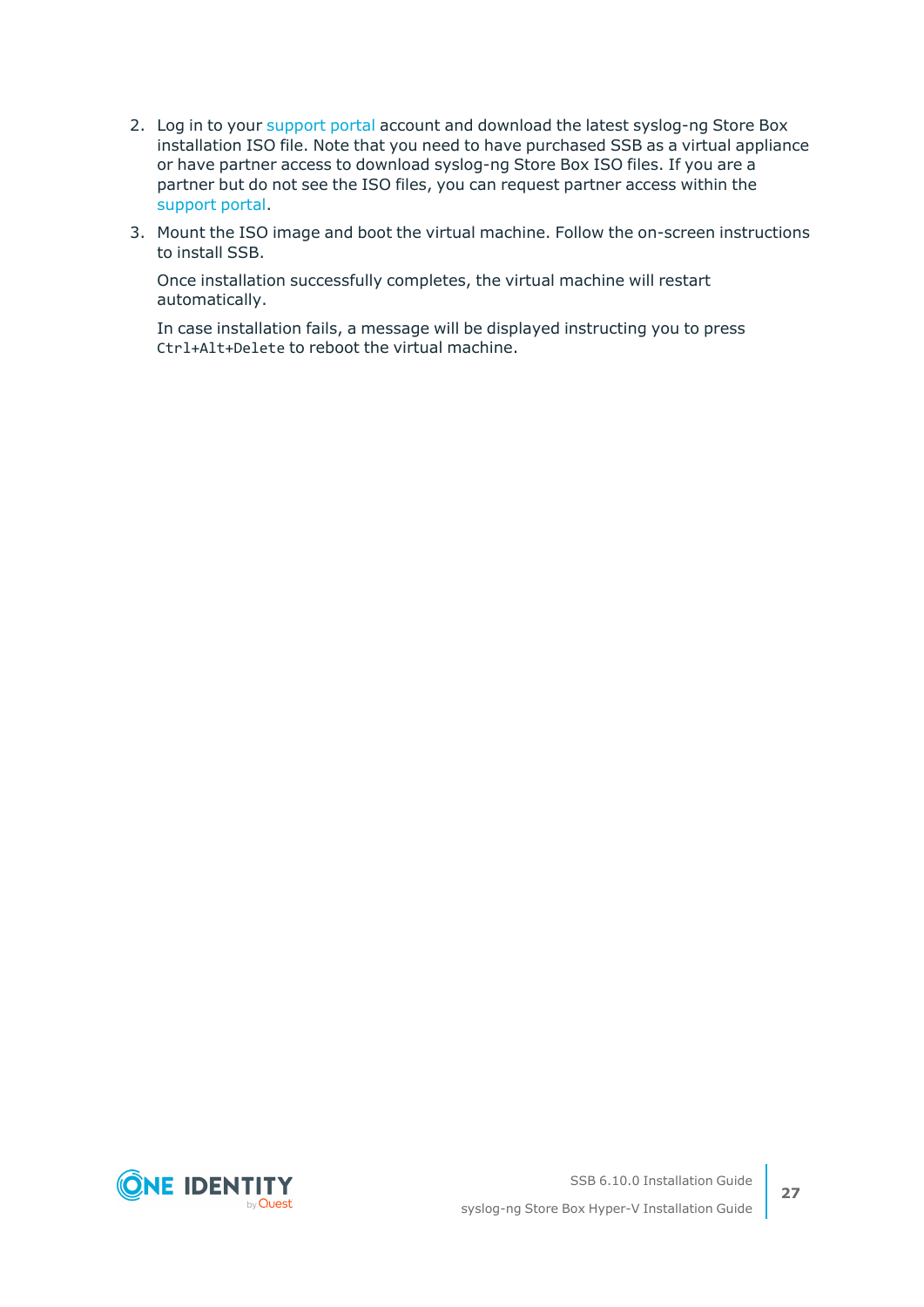2. Log in to your support portal account and download the latest syslog-ng Store Box installation ISO file. Note that you need to have purchased SSB as a virtual appliance or have partner access to download syslog-ng Store Box ISO files. If you are a partner but do not see the ISO files, you can request partner access within the support portal.

3. Mount the ISO image and boot the virtual machine. Follow the on-screen instructions to install SSB.

   Once installation successfully completes, the virtual machine will restart automatically.

   In case installation fails, a message will be displayed instructing you to press `Ctrl+Alt+Delete` to reboot the virtual machine.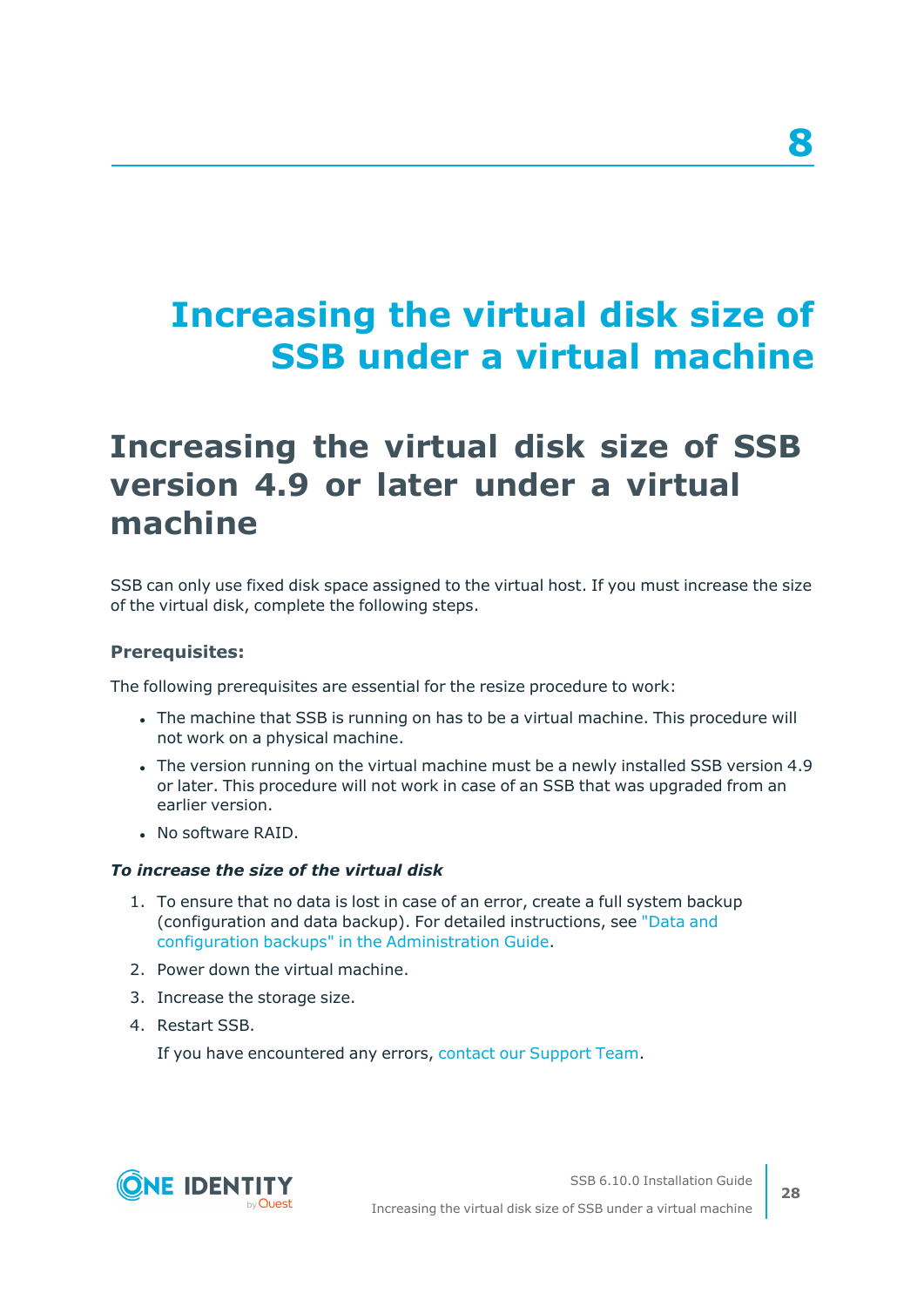# 8

# Increasing the virtual disk size of SSB under a virtual machine

## Increasing the virtual disk size of SSB version 4.9 or later under a virtual machine

SSB can only use fixed disk space assigned to the virtual host. If you must increase the size of the virtual disk, complete the following steps.

### Prerequisites:

The following prerequisites are essential for the resize procedure to work:

- The machine that SSB is running on has to be a virtual machine. This procedure will not work on a physical machine.
- The version running on the virtual machine must be a newly installed SSB version 4.9 or later. This procedure will not work in case of an SSB that was upgraded from an earlier version.
- No software RAID.

***To increase the size of the virtual disk***

1. To ensure that no data is lost in case of an error, create a full system backup (configuration and data backup). For detailed instructions, see "Data and configuration backups" in the Administration Guide.
2. Power down the virtual machine.
3. Increase the storage size.
4. Restart SSB.

   If you have encountered any errors, contact our Support Team.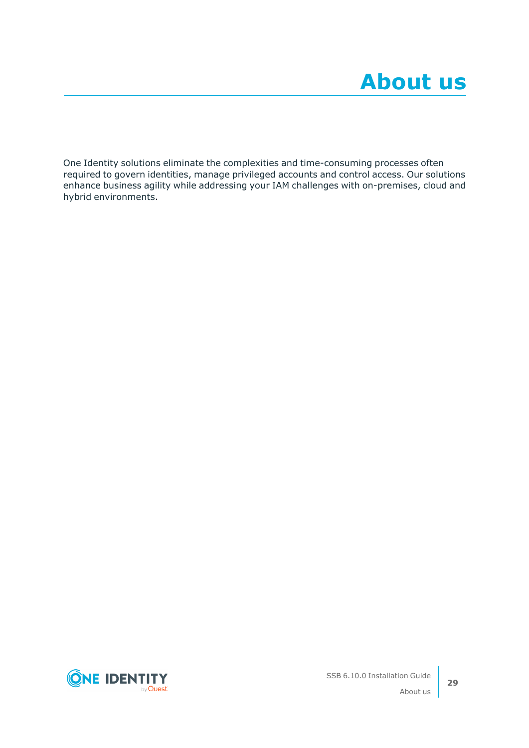# About us

One Identity solutions eliminate the complexities and time-consuming processes often required to govern identities, manage privileged accounts and control access. Our solutions enhance business agility while addressing your IAM challenges with on-premises, cloud and hybrid environments.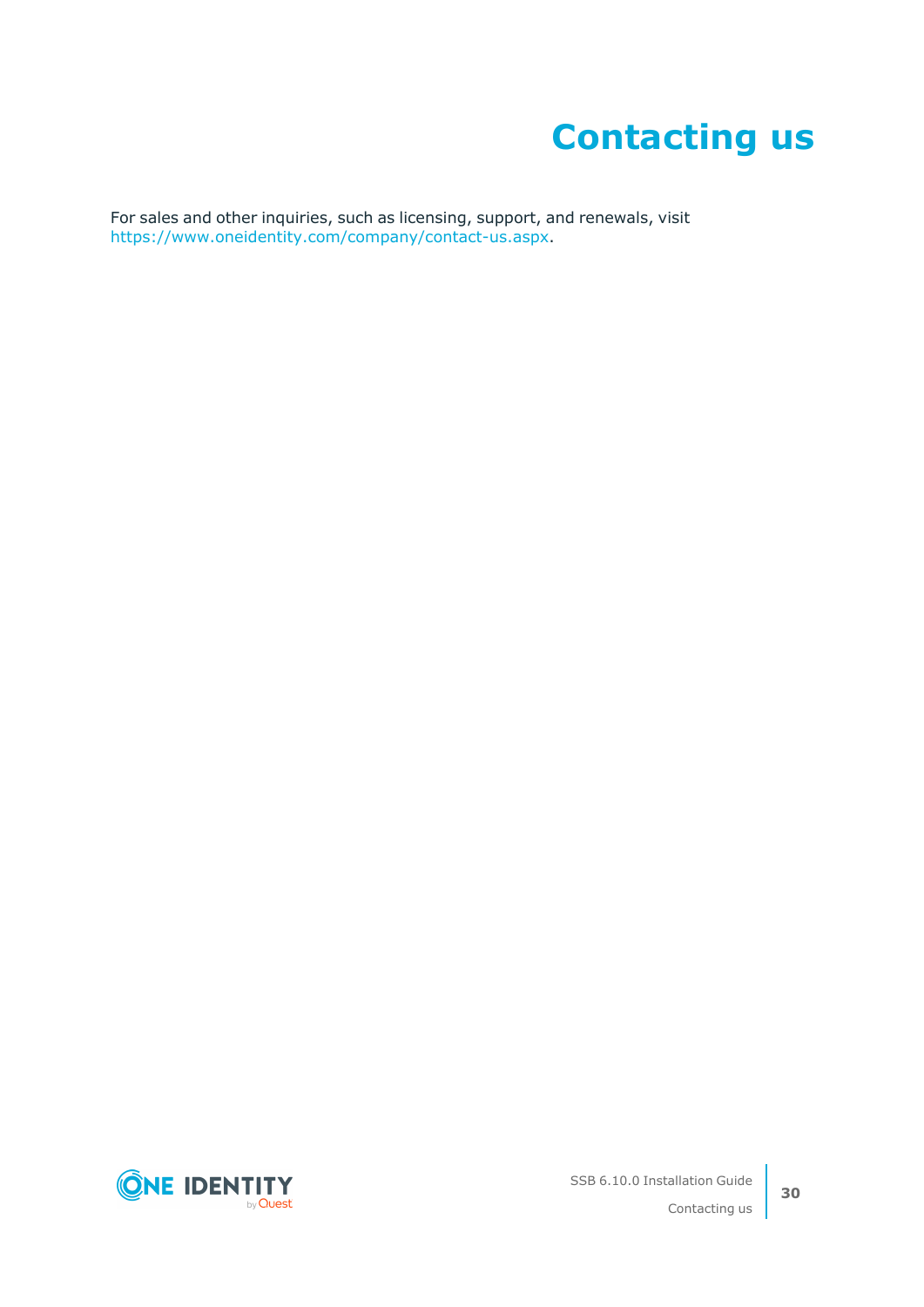# Contacting us

For sales and other inquiries, such as licensing, support, and renewals, visit https://www.oneidentity.com/company/contact-us.aspx.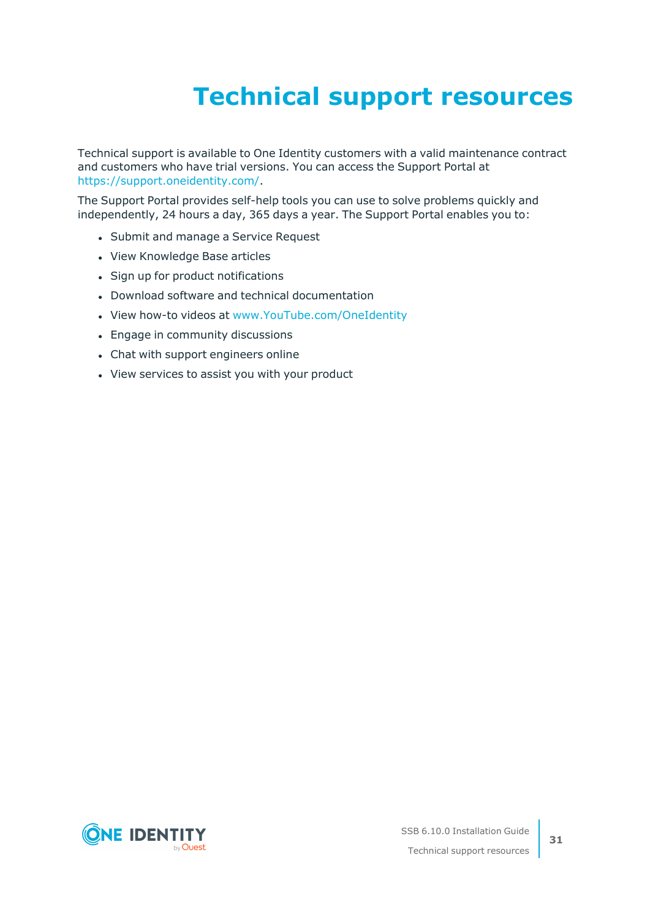# Technical support resources

Technical support is available to One Identity customers with a valid maintenance contract and customers who have trial versions. You can access the Support Portal at https://support.oneidentity.com/.

The Support Portal provides self-help tools you can use to solve problems quickly and independently, 24 hours a day, 365 days a year. The Support Portal enables you to:

- Submit and manage a Service Request
- View Knowledge Base articles
- Sign up for product notifications
- Download software and technical documentation
- View how-to videos at www.YouTube.com/OneIdentity
- Engage in community discussions
- Chat with support engineers online
- View services to assist you with your product